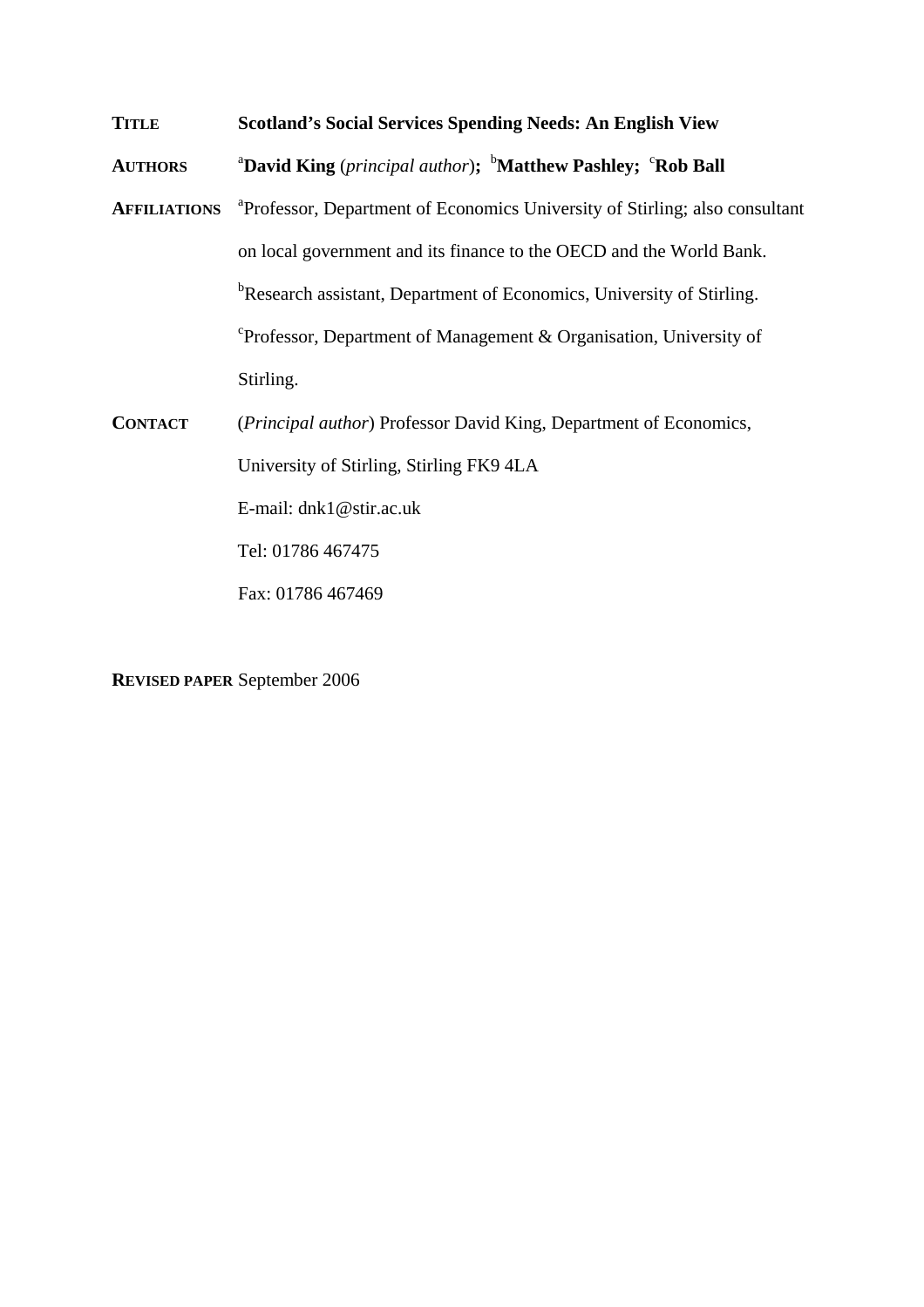**TITLE** **Scotland's Social Services Spending Needs: An English View**

**AUTHORS** [a]**David King** (*principal author*)**;** [b]**Matthew Pashley;** [c]**Rob Ball**

**AFFILIATIONS** [a]Professor, Department of Economics University of Stirling; also consultant on local government and its finance to the OECD and the World Bank.

[b]Research assistant, Department of Economics, University of Stirling.

[c]Professor, Department of Management & Organisation, University of Stirling.

**CONTACT** (*Principal author*) Professor David King, Department of Economics, University of Stirling, Stirling FK9 4LA

E-mail: dnk1@stir.ac.uk

Tel: 01786 467475

Fax: 01786 467469

**REVISED PAPER** September 2006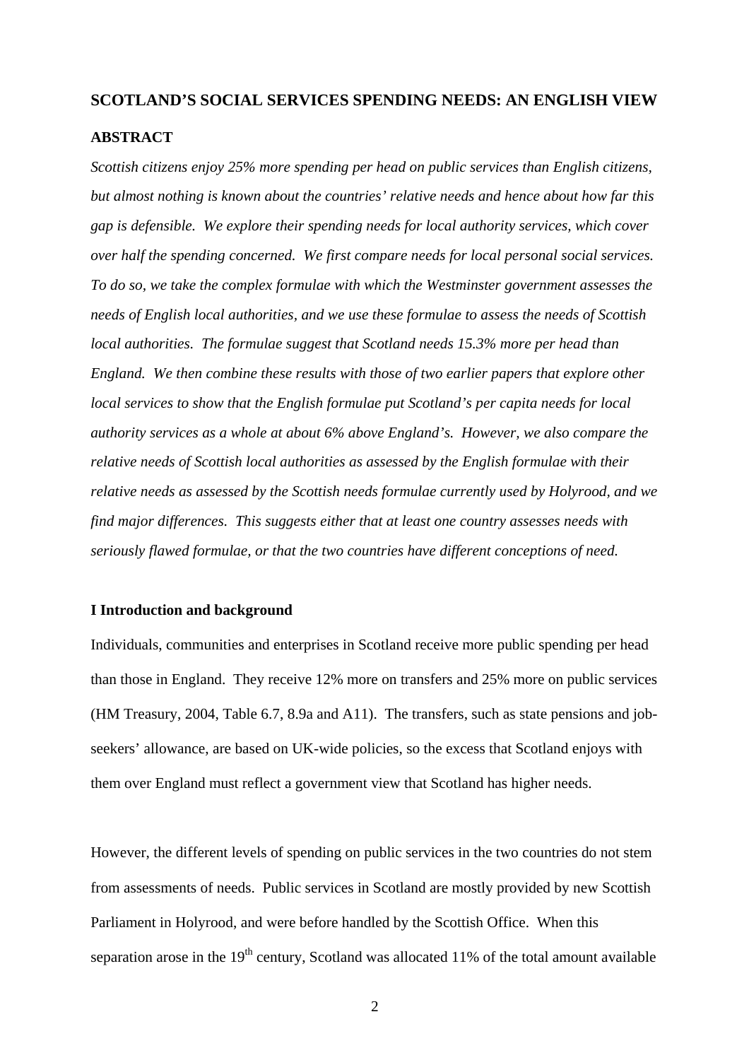## SCOTLAND'S SOCIAL SERVICES SPENDING NEEDS: AN ENGLISH VIEW

### ABSTRACT

*Scottish citizens enjoy 25% more spending per head on public services than English citizens, but almost nothing is known about the countries' relative needs and hence about how far this gap is defensible. We explore their spending needs for local authority services, which cover over half the spending concerned. We first compare needs for local personal social services. To do so, we take the complex formulae with which the Westminster government assesses the needs of English local authorities, and we use these formulae to assess the needs of Scottish local authorities. The formulae suggest that Scotland needs 15.3% more per head than England. We then combine these results with those of two earlier papers that explore other local services to show that the English formulae put Scotland's per capita needs for local authority services as a whole at about 6% above England's. However, we also compare the relative needs of Scottish local authorities as assessed by the English formulae with their relative needs as assessed by the Scottish needs formulae currently used by Holyrood, and we find major differences. This suggests either that at least one country assesses needs with seriously flawed formulae, or that the two countries have different conceptions of need.*

### I Introduction and background

Individuals, communities and enterprises in Scotland receive more public spending per head than those in England. They receive 12% more on transfers and 25% more on public services (HM Treasury, 2004, Table 6.7, 8.9a and A11). The transfers, such as state pensions and job-seekers' allowance, are based on UK-wide policies, so the excess that Scotland enjoys with them over England must reflect a government view that Scotland has higher needs.

However, the different levels of spending on public services in the two countries do not stem from assessments of needs. Public services in Scotland are mostly provided by new Scottish Parliament in Holyrood, and were before handled by the Scottish Office. When this separation arose in the 19th century, Scotland was allocated 11% of the total amount available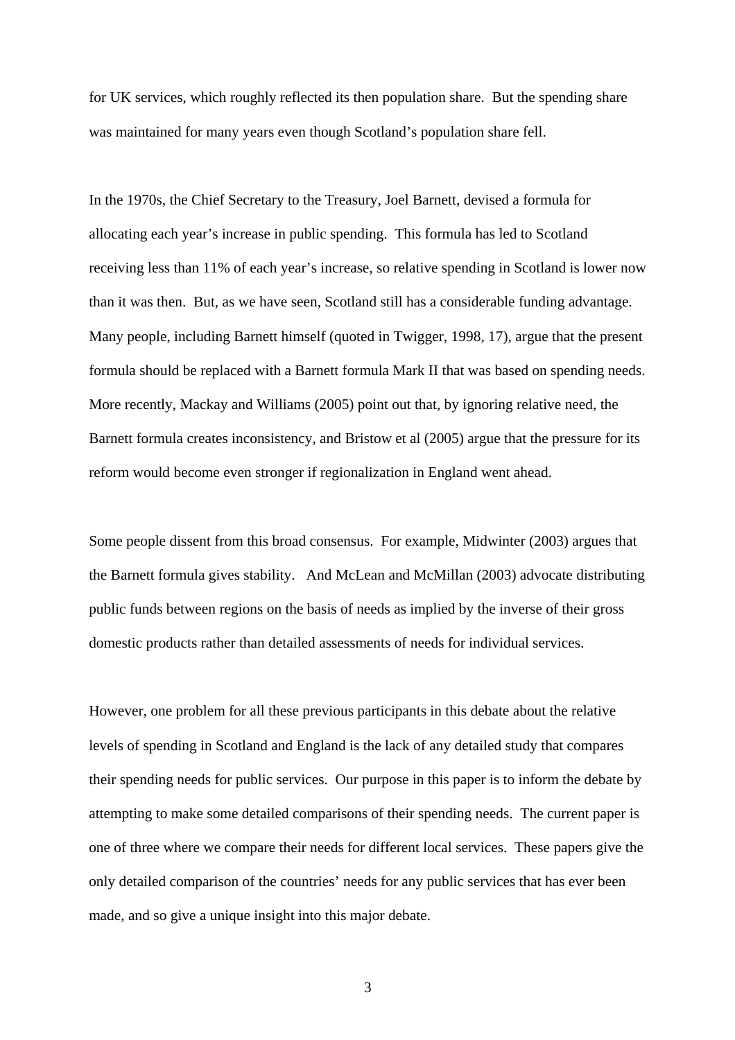for UK services, which roughly reflected its then population share. But the spending share was maintained for many years even though Scotland's population share fell.

In the 1970s, the Chief Secretary to the Treasury, Joel Barnett, devised a formula for allocating each year's increase in public spending. This formula has led to Scotland receiving less than 11% of each year's increase, so relative spending in Scotland is lower now than it was then. But, as we have seen, Scotland still has a considerable funding advantage. Many people, including Barnett himself (quoted in Twigger, 1998, 17), argue that the present formula should be replaced with a Barnett formula Mark II that was based on spending needs. More recently, Mackay and Williams (2005) point out that, by ignoring relative need, the Barnett formula creates inconsistency, and Bristow et al (2005) argue that the pressure for its reform would become even stronger if regionalization in England went ahead.

Some people dissent from this broad consensus. For example, Midwinter (2003) argues that the Barnett formula gives stability. And McLean and McMillan (2003) advocate distributing public funds between regions on the basis of needs as implied by the inverse of their gross domestic products rather than detailed assessments of needs for individual services.

However, one problem for all these previous participants in this debate about the relative levels of spending in Scotland and England is the lack of any detailed study that compares their spending needs for public services. Our purpose in this paper is to inform the debate by attempting to make some detailed comparisons of their spending needs. The current paper is one of three where we compare their needs for different local services. These papers give the only detailed comparison of the countries' needs for any public services that has ever been made, and so give a unique insight into this major debate.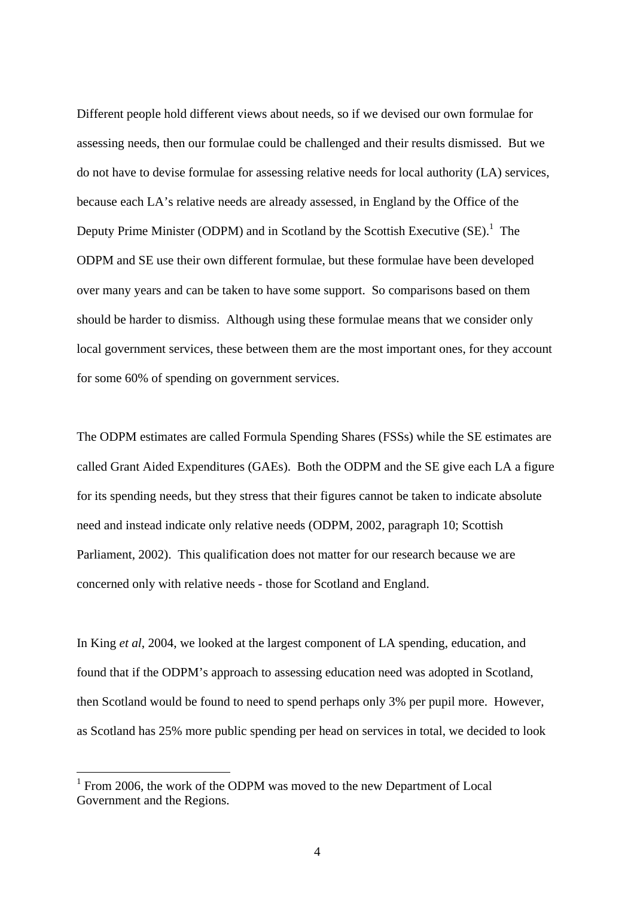Different people hold different views about needs, so if we devised our own formulae for assessing needs, then our formulae could be challenged and their results dismissed. But we do not have to devise formulae for assessing relative needs for local authority (LA) services, because each LA's relative needs are already assessed, in England by the Office of the Deputy Prime Minister (ODPM) and in Scotland by the Scottish Executive (SE).[1] The ODPM and SE use their own different formulae, but these formulae have been developed over many years and can be taken to have some support. So comparisons based on them should be harder to dismiss. Although using these formulae means that we consider only local government services, these between them are the most important ones, for they account for some 60% of spending on government services.

The ODPM estimates are called Formula Spending Shares (FSSs) while the SE estimates are called Grant Aided Expenditures (GAEs). Both the ODPM and the SE give each LA a figure for its spending needs, but they stress that their figures cannot be taken to indicate absolute need and instead indicate only relative needs (ODPM, 2002, paragraph 10; Scottish Parliament, 2002). This qualification does not matter for our research because we are concerned only with relative needs - those for Scotland and England.

In King *et al*, 2004, we looked at the largest component of LA spending, education, and found that if the ODPM's approach to assessing education need was adopted in Scotland, then Scotland would be found to need to spend perhaps only 3% per pupil more. However, as Scotland has 25% more public spending per head on services in total, we decided to look

[1] From 2006, the work of the ODPM was moved to the new Department of Local Government and the Regions.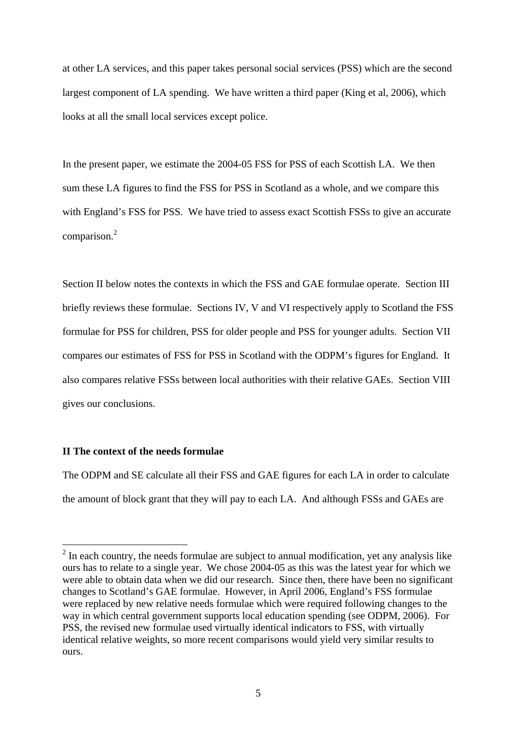at other LA services, and this paper takes personal social services (PSS) which are the second largest component of LA spending. We have written a third paper (King et al, 2006), which looks at all the small local services except police.

In the present paper, we estimate the 2004-05 FSS for PSS of each Scottish LA. We then sum these LA figures to find the FSS for PSS in Scotland as a whole, and we compare this with England's FSS for PSS. We have tried to assess exact Scottish FSSs to give an accurate comparison.[2]

Section II below notes the contexts in which the FSS and GAE formulae operate. Section III briefly reviews these formulae. Sections IV, V and VI respectively apply to Scotland the FSS formulae for PSS for children, PSS for older people and PSS for younger adults. Section VII compares our estimates of FSS for PSS in Scotland with the ODPM's figures for England. It also compares relative FSSs between local authorities with their relative GAEs. Section VIII gives our conclusions.

## II The context of the needs formulae

The ODPM and SE calculate all their FSS and GAE figures for each LA in order to calculate the amount of block grant that they will pay to each LA. And although FSSs and GAEs are

---

[2] In each country, the needs formulae are subject to annual modification, yet any analysis like ours has to relate to a single year. We chose 2004-05 as this was the latest year for which we were able to obtain data when we did our research. Since then, there have been no significant changes to Scotland's GAE formulae. However, in April 2006, England's FSS formulae were replaced by new relative needs formulae which were required following changes to the way in which central government supports local education spending (see ODPM, 2006). For PSS, the revised new formulae used virtually identical indicators to FSS, with virtually identical relative weights, so more recent comparisons would yield very similar results to ours.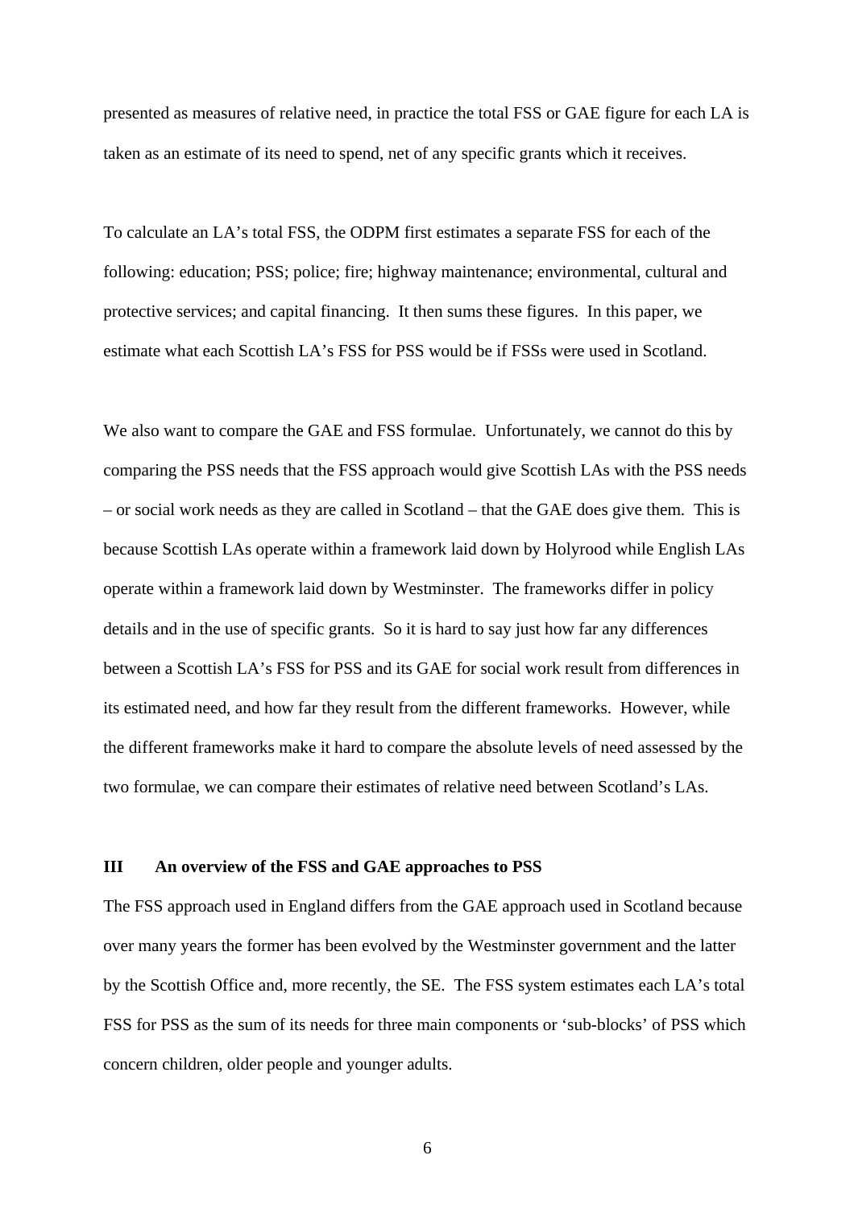presented as measures of relative need, in practice the total FSS or GAE figure for each LA is taken as an estimate of its need to spend, net of any specific grants which it receives.

To calculate an LA's total FSS, the ODPM first estimates a separate FSS for each of the following: education; PSS; police; fire; highway maintenance; environmental, cultural and protective services; and capital financing. It then sums these figures. In this paper, we estimate what each Scottish LA's FSS for PSS would be if FSSs were used in Scotland.

We also want to compare the GAE and FSS formulae. Unfortunately, we cannot do this by comparing the PSS needs that the FSS approach would give Scottish LAs with the PSS needs – or social work needs as they are called in Scotland – that the GAE does give them. This is because Scottish LAs operate within a framework laid down by Holyrood while English LAs operate within a framework laid down by Westminster. The frameworks differ in policy details and in the use of specific grants. So it is hard to say just how far any differences between a Scottish LA's FSS for PSS and its GAE for social work result from differences in its estimated need, and how far they result from the different frameworks. However, while the different frameworks make it hard to compare the absolute levels of need assessed by the two formulae, we can compare their estimates of relative need between Scotland's LAs.

## III An overview of the FSS and GAE approaches to PSS

The FSS approach used in England differs from the GAE approach used in Scotland because over many years the former has been evolved by the Westminster government and the latter by the Scottish Office and, more recently, the SE. The FSS system estimates each LA's total FSS for PSS as the sum of its needs for three main components or 'sub-blocks' of PSS which concern children, older people and younger adults.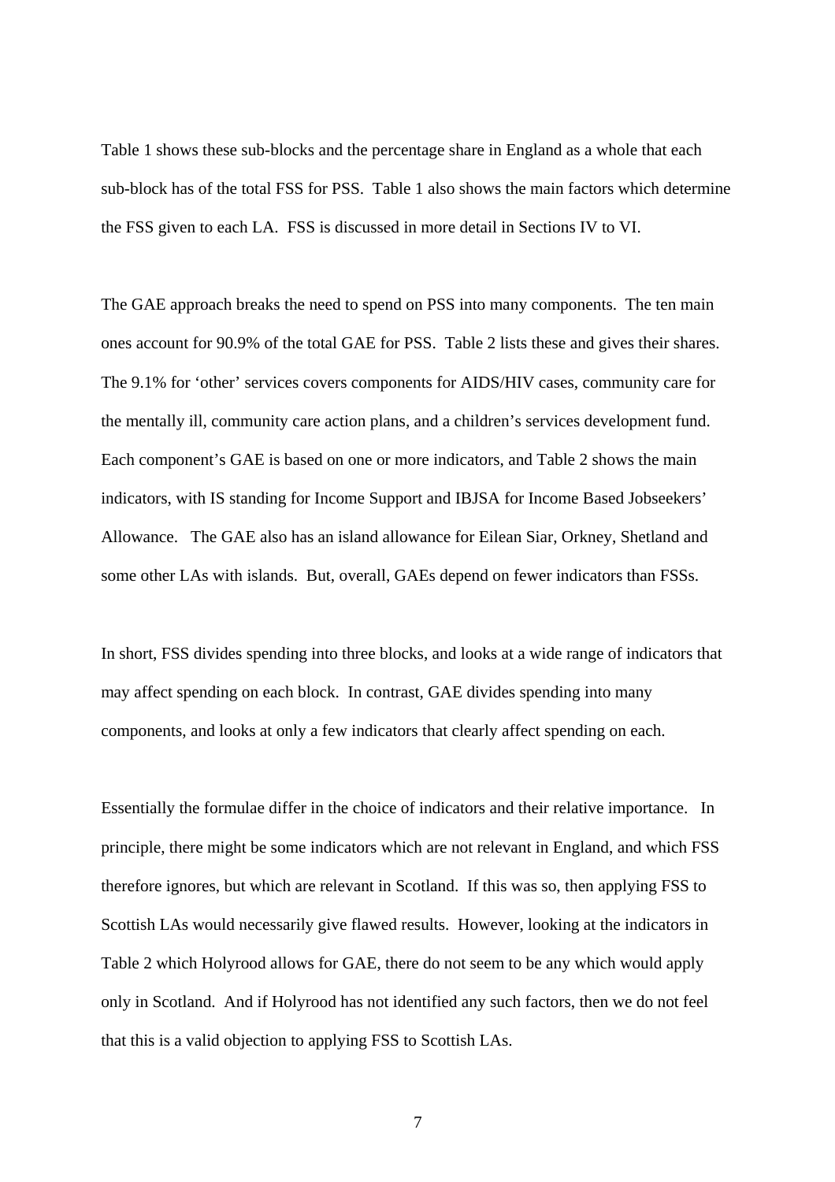Table 1 shows these sub-blocks and the percentage share in England as a whole that each sub-block has of the total FSS for PSS. Table 1 also shows the main factors which determine the FSS given to each LA. FSS is discussed in more detail in Sections IV to VI.

The GAE approach breaks the need to spend on PSS into many components. The ten main ones account for 90.9% of the total GAE for PSS. Table 2 lists these and gives their shares. The 9.1% for 'other' services covers components for AIDS/HIV cases, community care for the mentally ill, community care action plans, and a children's services development fund. Each component's GAE is based on one or more indicators, and Table 2 shows the main indicators, with IS standing for Income Support and IBJSA for Income Based Jobseekers' Allowance. The GAE also has an island allowance for Eilean Siar, Orkney, Shetland and some other LAs with islands. But, overall, GAEs depend on fewer indicators than FSSs.

In short, FSS divides spending into three blocks, and looks at a wide range of indicators that may affect spending on each block. In contrast, GAE divides spending into many components, and looks at only a few indicators that clearly affect spending on each.

Essentially the formulae differ in the choice of indicators and their relative importance. In principle, there might be some indicators which are not relevant in England, and which FSS therefore ignores, but which are relevant in Scotland. If this was so, then applying FSS to Scottish LAs would necessarily give flawed results. However, looking at the indicators in Table 2 which Holyrood allows for GAE, there do not seem to be any which would apply only in Scotland. And if Holyrood has not identified any such factors, then we do not feel that this is a valid objection to applying FSS to Scottish LAs.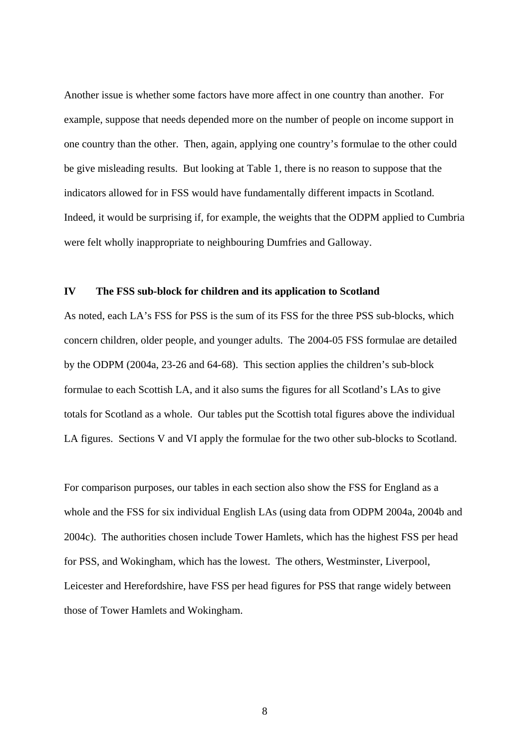Another issue is whether some factors have more affect in one country than another. For example, suppose that needs depended more on the number of people on income support in one country than the other. Then, again, applying one country's formulae to the other could be give misleading results. But looking at Table 1, there is no reason to suppose that the indicators allowed for in FSS would have fundamentally different impacts in Scotland. Indeed, it would be surprising if, for example, the weights that the ODPM applied to Cumbria were felt wholly inappropriate to neighbouring Dumfries and Galloway.

## IV The FSS sub-block for children and its application to Scotland

As noted, each LA's FSS for PSS is the sum of its FSS for the three PSS sub-blocks, which concern children, older people, and younger adults. The 2004-05 FSS formulae are detailed by the ODPM (2004a, 23-26 and 64-68). This section applies the children's sub-block formulae to each Scottish LA, and it also sums the figures for all Scotland's LAs to give totals for Scotland as a whole. Our tables put the Scottish total figures above the individual LA figures. Sections V and VI apply the formulae for the two other sub-blocks to Scotland.

For comparison purposes, our tables in each section also show the FSS for England as a whole and the FSS for six individual English LAs (using data from ODPM 2004a, 2004b and 2004c). The authorities chosen include Tower Hamlets, which has the highest FSS per head for PSS, and Wokingham, which has the lowest. The others, Westminster, Liverpool, Leicester and Herefordshire, have FSS per head figures for PSS that range widely between those of Tower Hamlets and Wokingham.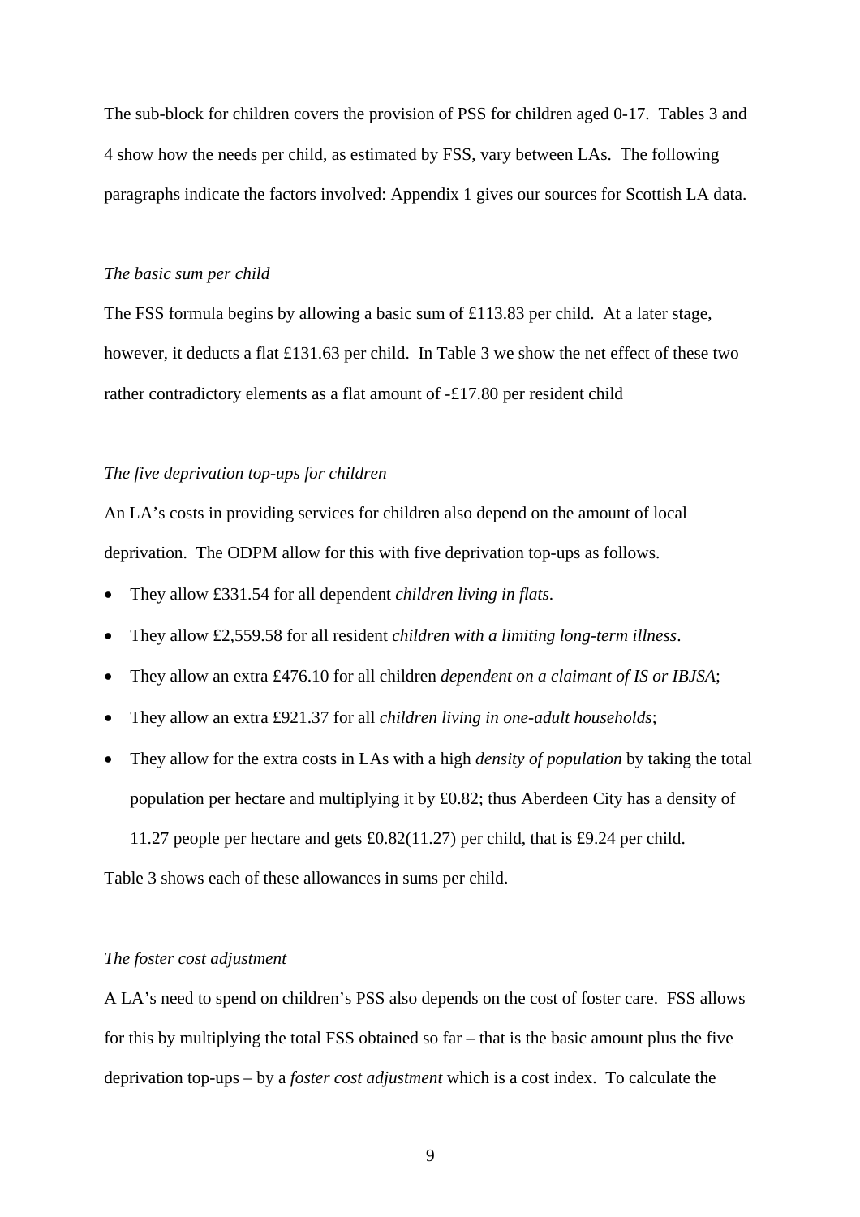The sub-block for children covers the provision of PSS for children aged 0-17. Tables 3 and 4 show how the needs per child, as estimated by FSS, vary between LAs. The following paragraphs indicate the factors involved: Appendix 1 gives our sources for Scottish LA data.

*The basic sum per child*

The FSS formula begins by allowing a basic sum of £113.83 per child. At a later stage, however, it deducts a flat £131.63 per child. In Table 3 we show the net effect of these two rather contradictory elements as a flat amount of -£17.80 per resident child

*The five deprivation top-ups for children*

An LA's costs in providing services for children also depend on the amount of local deprivation. The ODPM allow for this with five deprivation top-ups as follows.

- They allow £331.54 for all dependent *children living in flats*.
- They allow £2,559.58 for all resident *children with a limiting long-term illness*.
- They allow an extra £476.10 for all children *dependent on a claimant of IS or IBJSA*;
- They allow an extra £921.37 for all *children living in one-adult households*;
- They allow for the extra costs in LAs with a high *density of population* by taking the total population per hectare and multiplying it by £0.82; thus Aberdeen City has a density of 11.27 people per hectare and gets £0.82(11.27) per child, that is £9.24 per child.

Table 3 shows each of these allowances in sums per child.

*The foster cost adjustment*

A LA's need to spend on children's PSS also depends on the cost of foster care. FSS allows for this by multiplying the total FSS obtained so far – that is the basic amount plus the five deprivation top-ups – by a *foster cost adjustment* which is a cost index. To calculate the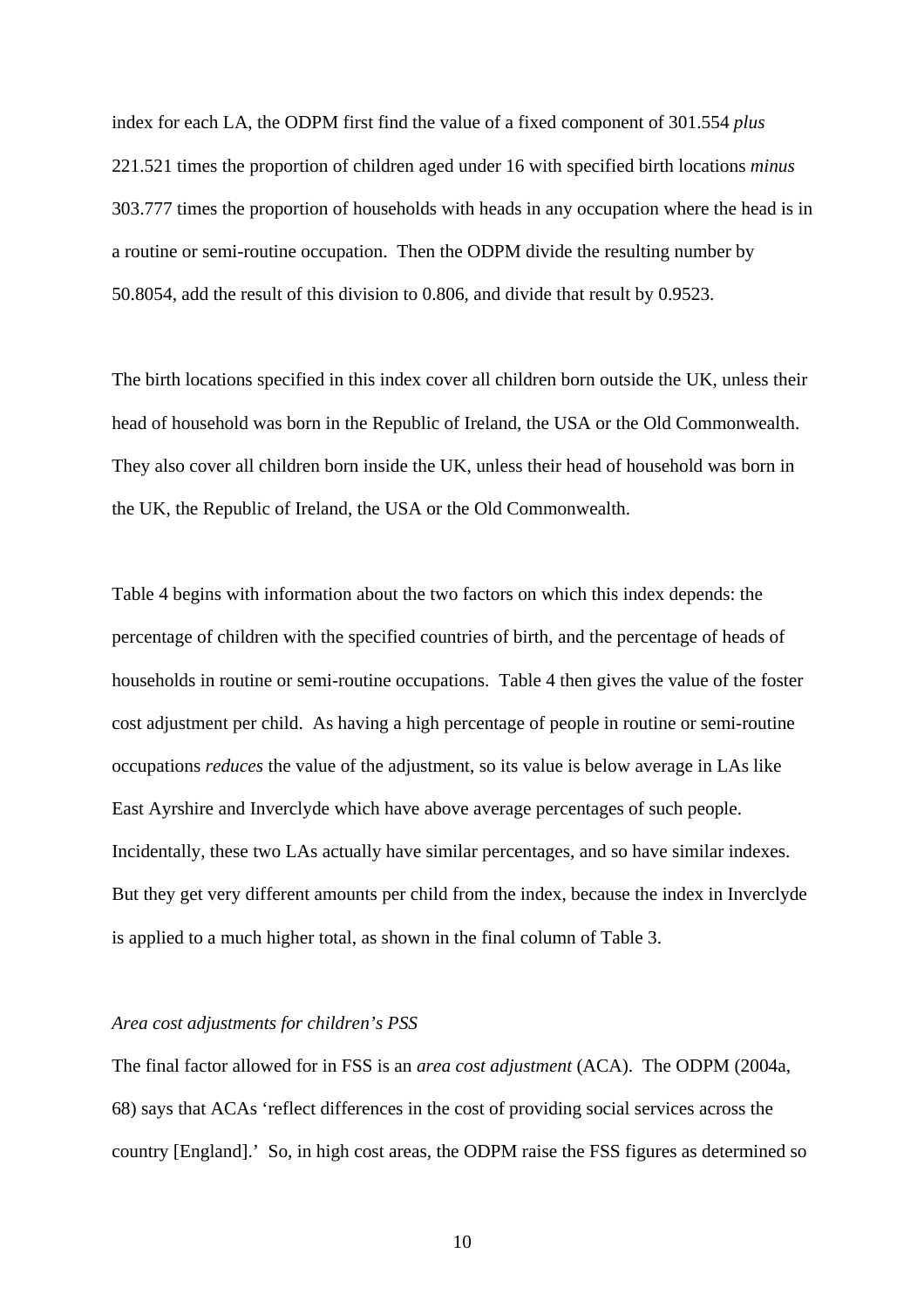index for each LA, the ODPM first find the value of a fixed component of 301.554 *plus* 221.521 times the proportion of children aged under 16 with specified birth locations *minus* 303.777 times the proportion of households with heads in any occupation where the head is in a routine or semi-routine occupation. Then the ODPM divide the resulting number by 50.8054, add the result of this division to 0.806, and divide that result by 0.9523.

The birth locations specified in this index cover all children born outside the UK, unless their head of household was born in the Republic of Ireland, the USA or the Old Commonwealth. They also cover all children born inside the UK, unless their head of household was born in the UK, the Republic of Ireland, the USA or the Old Commonwealth.

Table 4 begins with information about the two factors on which this index depends: the percentage of children with the specified countries of birth, and the percentage of heads of households in routine or semi-routine occupations. Table 4 then gives the value of the foster cost adjustment per child. As having a high percentage of people in routine or semi-routine occupations *reduces* the value of the adjustment, so its value is below average in LAs like East Ayrshire and Inverclyde which have above average percentages of such people. Incidentally, these two LAs actually have similar percentages, and so have similar indexes. But they get very different amounts per child from the index, because the index in Inverclyde is applied to a much higher total, as shown in the final column of Table 3.

*Area cost adjustments for children's PSS*

The final factor allowed for in FSS is an *area cost adjustment* (ACA). The ODPM (2004a, 68) says that ACAs 'reflect differences in the cost of providing social services across the country [England].' So, in high cost areas, the ODPM raise the FSS figures as determined so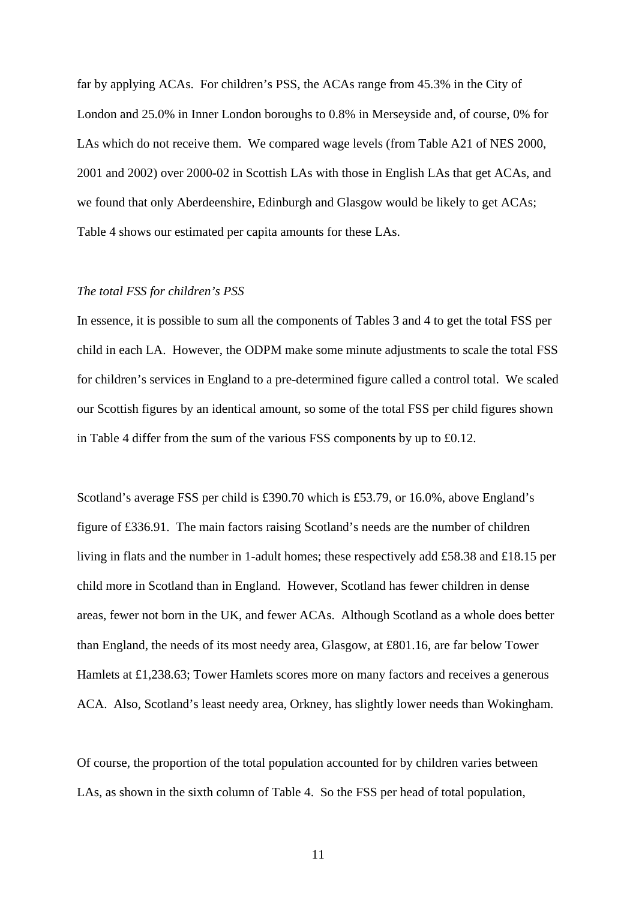far by applying ACAs. For children's PSS, the ACAs range from 45.3% in the City of London and 25.0% in Inner London boroughs to 0.8% in Merseyside and, of course, 0% for LAs which do not receive them. We compared wage levels (from Table A21 of NES 2000, 2001 and 2002) over 2000-02 in Scottish LAs with those in English LAs that get ACAs, and we found that only Aberdeenshire, Edinburgh and Glasgow would be likely to get ACAs; Table 4 shows our estimated per capita amounts for these LAs.

*The total FSS for children's PSS*

In essence, it is possible to sum all the components of Tables 3 and 4 to get the total FSS per child in each LA. However, the ODPM make some minute adjustments to scale the total FSS for children's services in England to a pre-determined figure called a control total. We scaled our Scottish figures by an identical amount, so some of the total FSS per child figures shown in Table 4 differ from the sum of the various FSS components by up to £0.12.

Scotland's average FSS per child is £390.70 which is £53.79, or 16.0%, above England's figure of £336.91. The main factors raising Scotland's needs are the number of children living in flats and the number in 1-adult homes; these respectively add £58.38 and £18.15 per child more in Scotland than in England. However, Scotland has fewer children in dense areas, fewer not born in the UK, and fewer ACAs. Although Scotland as a whole does better than England, the needs of its most needy area, Glasgow, at £801.16, are far below Tower Hamlets at £1,238.63; Tower Hamlets scores more on many factors and receives a generous ACA. Also, Scotland's least needy area, Orkney, has slightly lower needs than Wokingham.

Of course, the proportion of the total population accounted for by children varies between LAs, as shown in the sixth column of Table 4. So the FSS per head of total population,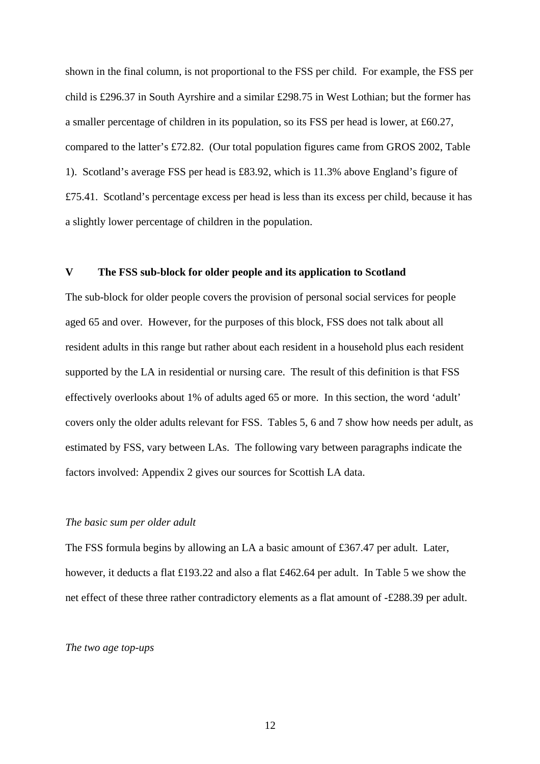shown in the final column, is not proportional to the FSS per child. For example, the FSS per child is £296.37 in South Ayrshire and a similar £298.75 in West Lothian; but the former has a smaller percentage of children in its population, so its FSS per head is lower, at £60.27, compared to the latter's £72.82. (Our total population figures came from GROS 2002, Table 1). Scotland's average FSS per head is £83.92, which is 11.3% above England's figure of £75.41. Scotland's percentage excess per head is less than its excess per child, because it has a slightly lower percentage of children in the population.

## V The FSS sub-block for older people and its application to Scotland

The sub-block for older people covers the provision of personal social services for people aged 65 and over. However, for the purposes of this block, FSS does not talk about all resident adults in this range but rather about each resident in a household plus each resident supported by the LA in residential or nursing care. The result of this definition is that FSS effectively overlooks about 1% of adults aged 65 or more. In this section, the word 'adult' covers only the older adults relevant for FSS. Tables 5, 6 and 7 show how needs per adult, as estimated by FSS, vary between LAs. The following vary between paragraphs indicate the factors involved: Appendix 2 gives our sources for Scottish LA data.

*The basic sum per older adult*

The FSS formula begins by allowing an LA a basic amount of £367.47 per adult. Later, however, it deducts a flat £193.22 and also a flat £462.64 per adult. In Table 5 we show the net effect of these three rather contradictory elements as a flat amount of -£288.39 per adult.

*The two age top-ups*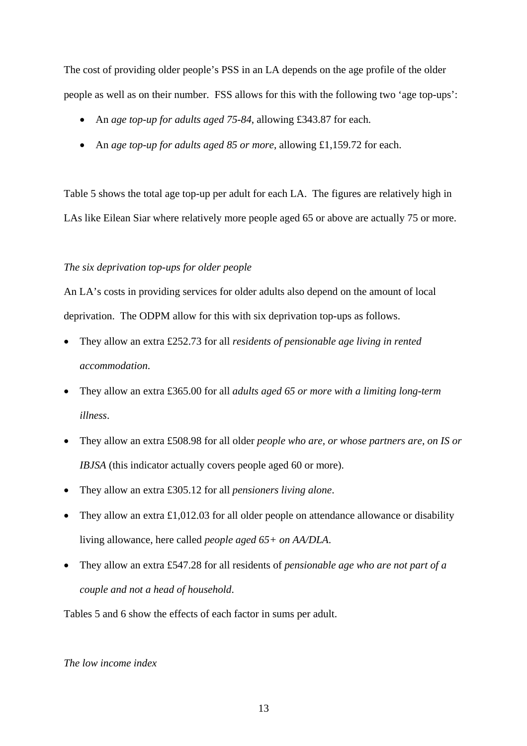The cost of providing older people's PSS in an LA depends on the age profile of the older people as well as on their number. FSS allows for this with the following two 'age top-ups':

- An *age top-up for adults aged 75-84*, allowing £343.87 for each.
- An *age top-up for adults aged 85 or more*, allowing £1,159.72 for each.

Table 5 shows the total age top-up per adult for each LA. The figures are relatively high in LAs like Eilean Siar where relatively more people aged 65 or above are actually 75 or more.

*The six deprivation top-ups for older people*

An LA's costs in providing services for older adults also depend on the amount of local deprivation. The ODPM allow for this with six deprivation top-ups as follows.

- They allow an extra £252.73 for all *residents of pensionable age living in rented accommodation.*
- They allow an extra £365.00 for all *adults aged 65 or more with a limiting long-term illness*.
- They allow an extra £508.98 for all older *people who are, or whose partners are, on IS or IBJSA* (this indicator actually covers people aged 60 or more).
- They allow an extra £305.12 for all *pensioners living alone*.
- They allow an extra £1,012.03 for all older people on attendance allowance or disability living allowance, here called *people aged 65+ on AA/DLA.*
- They allow an extra £547.28 for all residents of *pensionable age who are not part of a couple and not a head of household*.

Tables 5 and 6 show the effects of each factor in sums per adult.

*The low income index*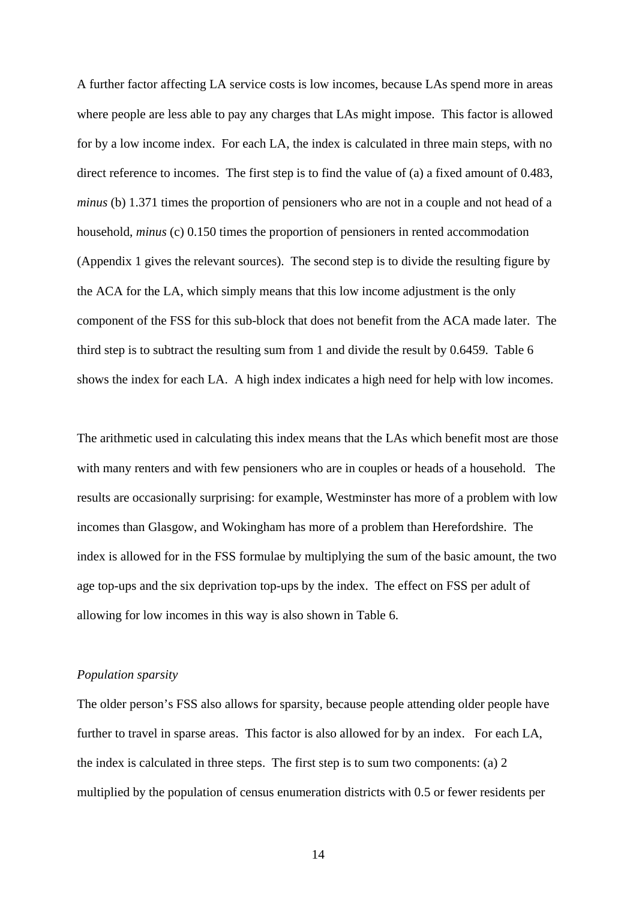A further factor affecting LA service costs is low incomes, because LAs spend more in areas where people are less able to pay any charges that LAs might impose. This factor is allowed for by a low income index. For each LA, the index is calculated in three main steps, with no direct reference to incomes. The first step is to find the value of (a) a fixed amount of 0.483, *minus* (b) 1.371 times the proportion of pensioners who are not in a couple and not head of a household, *minus* (c) 0.150 times the proportion of pensioners in rented accommodation (Appendix 1 gives the relevant sources). The second step is to divide the resulting figure by the ACA for the LA, which simply means that this low income adjustment is the only component of the FSS for this sub-block that does not benefit from the ACA made later. The third step is to subtract the resulting sum from 1 and divide the result by 0.6459. Table 6 shows the index for each LA. A high index indicates a high need for help with low incomes.

The arithmetic used in calculating this index means that the LAs which benefit most are those with many renters and with few pensioners who are in couples or heads of a household. The results are occasionally surprising: for example, Westminster has more of a problem with low incomes than Glasgow, and Wokingham has more of a problem than Herefordshire. The index is allowed for in the FSS formulae by multiplying the sum of the basic amount, the two age top-ups and the six deprivation top-ups by the index. The effect on FSS per adult of allowing for low incomes in this way is also shown in Table 6.

*Population sparsity*

The older person's FSS also allows for sparsity, because people attending older people have further to travel in sparse areas. This factor is also allowed for by an index. For each LA, the index is calculated in three steps. The first step is to sum two components: (a) 2 multiplied by the population of census enumeration districts with 0.5 or fewer residents per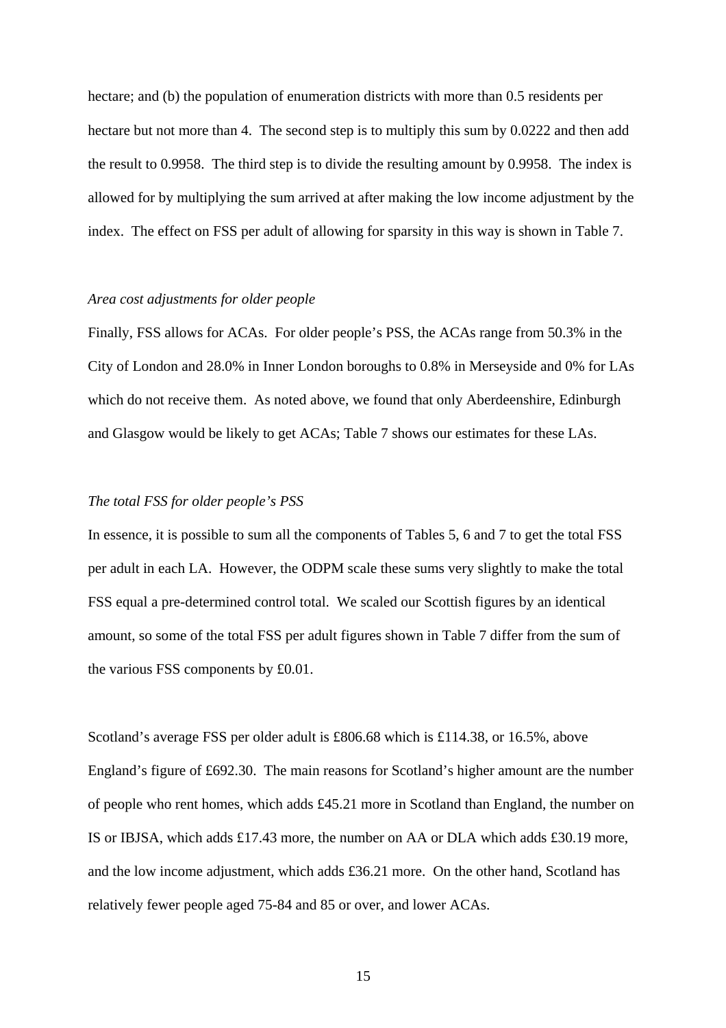hectare; and (b) the population of enumeration districts with more than 0.5 residents per hectare but not more than 4. The second step is to multiply this sum by 0.0222 and then add the result to 0.9958. The third step is to divide the resulting amount by 0.9958. The index is allowed for by multiplying the sum arrived at after making the low income adjustment by the index. The effect on FSS per adult of allowing for sparsity in this way is shown in Table 7.

*Area cost adjustments for older people*

Finally, FSS allows for ACAs. For older people's PSS, the ACAs range from 50.3% in the City of London and 28.0% in Inner London boroughs to 0.8% in Merseyside and 0% for LAs which do not receive them. As noted above, we found that only Aberdeenshire, Edinburgh and Glasgow would be likely to get ACAs; Table 7 shows our estimates for these LAs.

*The total FSS for older people's PSS*

In essence, it is possible to sum all the components of Tables 5, 6 and 7 to get the total FSS per adult in each LA. However, the ODPM scale these sums very slightly to make the total FSS equal a pre-determined control total. We scaled our Scottish figures by an identical amount, so some of the total FSS per adult figures shown in Table 7 differ from the sum of the various FSS components by £0.01.

Scotland's average FSS per older adult is £806.68 which is £114.38, or 16.5%, above England's figure of £692.30. The main reasons for Scotland's higher amount are the number of people who rent homes, which adds £45.21 more in Scotland than England, the number on IS or IBJSA, which adds £17.43 more, the number on AA or DLA which adds £30.19 more, and the low income adjustment, which adds £36.21 more. On the other hand, Scotland has relatively fewer people aged 75-84 and 85 or over, and lower ACAs.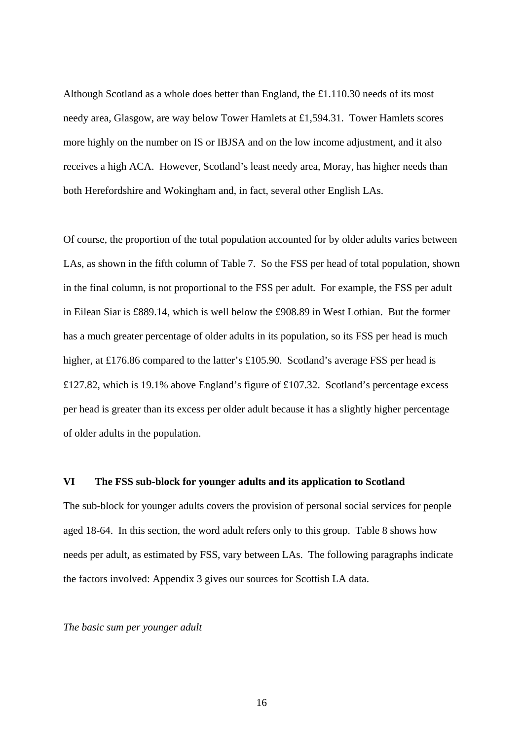Although Scotland as a whole does better than England, the £1.110.30 needs of its most needy area, Glasgow, are way below Tower Hamlets at £1,594.31. Tower Hamlets scores more highly on the number on IS or IBJSA and on the low income adjustment, and it also receives a high ACA. However, Scotland's least needy area, Moray, has higher needs than both Herefordshire and Wokingham and, in fact, several other English LAs.

Of course, the proportion of the total population accounted for by older adults varies between LAs, as shown in the fifth column of Table 7. So the FSS per head of total population, shown in the final column, is not proportional to the FSS per adult. For example, the FSS per adult in Eilean Siar is £889.14, which is well below the £908.89 in West Lothian. But the former has a much greater percentage of older adults in its population, so its FSS per head is much higher, at £176.86 compared to the latter's £105.90. Scotland's average FSS per head is £127.82, which is 19.1% above England's figure of £107.32. Scotland's percentage excess per head is greater than its excess per older adult because it has a slightly higher percentage of older adults in the population.

## VI The FSS sub-block for younger adults and its application to Scotland

The sub-block for younger adults covers the provision of personal social services for people aged 18-64. In this section, the word adult refers only to this group. Table 8 shows how needs per adult, as estimated by FSS, vary between LAs. The following paragraphs indicate the factors involved: Appendix 3 gives our sources for Scottish LA data.

*The basic sum per younger adult*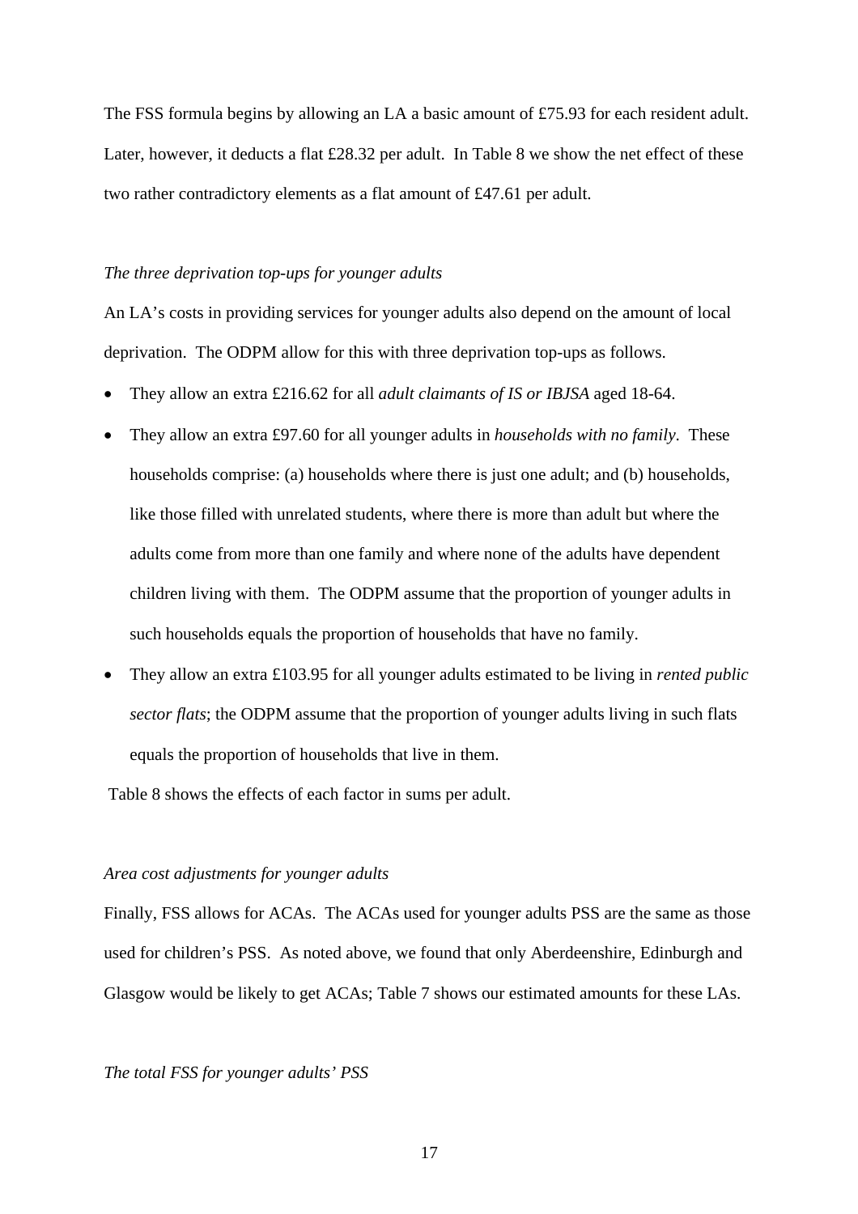The FSS formula begins by allowing an LA a basic amount of £75.93 for each resident adult. Later, however, it deducts a flat £28.32 per adult. In Table 8 we show the net effect of these two rather contradictory elements as a flat amount of £47.61 per adult.

*The three deprivation top-ups for younger adults*

An LA's costs in providing services for younger adults also depend on the amount of local deprivation. The ODPM allow for this with three deprivation top-ups as follows.

- They allow an extra £216.62 for all *adult claimants of IS or IBJSA* aged 18-64.
- They allow an extra £97.60 for all younger adults in *households with no family*. These households comprise: (a) households where there is just one adult; and (b) households, like those filled with unrelated students, where there is more than adult but where the adults come from more than one family and where none of the adults have dependent children living with them. The ODPM assume that the proportion of younger adults in such households equals the proportion of households that have no family.
- They allow an extra £103.95 for all younger adults estimated to be living in *rented public sector flats*; the ODPM assume that the proportion of younger adults living in such flats equals the proportion of households that live in them.

Table 8 shows the effects of each factor in sums per adult.

*Area cost adjustments for younger adults*

Finally, FSS allows for ACAs. The ACAs used for younger adults PSS are the same as those used for children's PSS. As noted above, we found that only Aberdeenshire, Edinburgh and Glasgow would be likely to get ACAs; Table 7 shows our estimated amounts for these LAs.

*The total FSS for younger adults' PSS*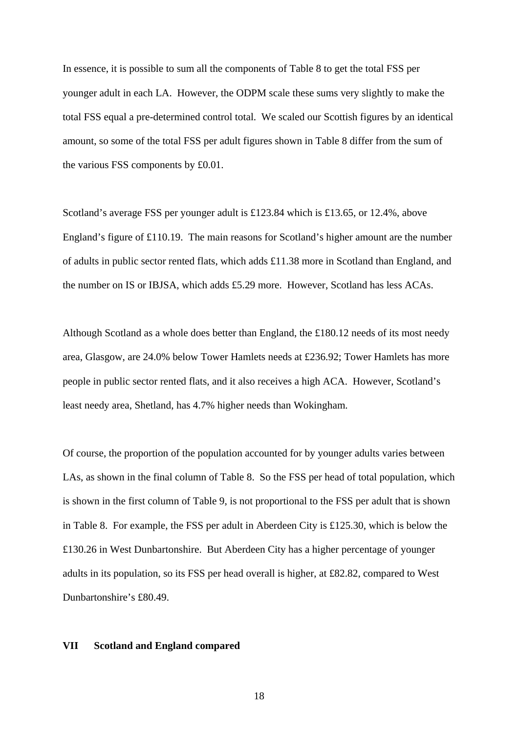In essence, it is possible to sum all the components of Table 8 to get the total FSS per younger adult in each LA. However, the ODPM scale these sums very slightly to make the total FSS equal a pre-determined control total. We scaled our Scottish figures by an identical amount, so some of the total FSS per adult figures shown in Table 8 differ from the sum of the various FSS components by £0.01.

Scotland's average FSS per younger adult is £123.84 which is £13.65, or 12.4%, above England's figure of £110.19. The main reasons for Scotland's higher amount are the number of adults in public sector rented flats, which adds £11.38 more in Scotland than England, and the number on IS or IBJSA, which adds £5.29 more. However, Scotland has less ACAs.

Although Scotland as a whole does better than England, the £180.12 needs of its most needy area, Glasgow, are 24.0% below Tower Hamlets needs at £236.92; Tower Hamlets has more people in public sector rented flats, and it also receives a high ACA. However, Scotland's least needy area, Shetland, has 4.7% higher needs than Wokingham.

Of course, the proportion of the population accounted for by younger adults varies between LAs, as shown in the final column of Table 8. So the FSS per head of total population, which is shown in the first column of Table 9, is not proportional to the FSS per adult that is shown in Table 8. For example, the FSS per adult in Aberdeen City is £125.30, which is below the £130.26 in West Dunbartonshire. But Aberdeen City has a higher percentage of younger adults in its population, so its FSS per head overall is higher, at £82.82, compared to West Dunbartonshire's £80.49.

## VII Scotland and England compared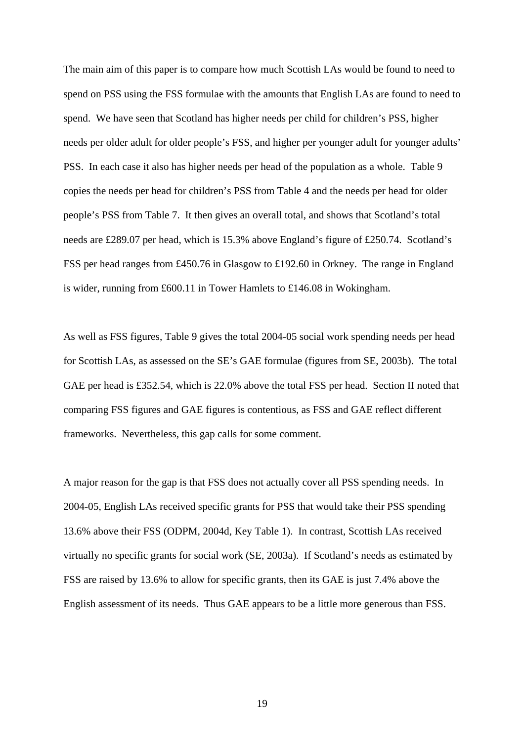The main aim of this paper is to compare how much Scottish LAs would be found to need to spend on PSS using the FSS formulae with the amounts that English LAs are found to need to spend. We have seen that Scotland has higher needs per child for children's PSS, higher needs per older adult for older people's FSS, and higher per younger adult for younger adults' PSS. In each case it also has higher needs per head of the population as a whole. Table 9 copies the needs per head for children's PSS from Table 4 and the needs per head for older people's PSS from Table 7. It then gives an overall total, and shows that Scotland's total needs are £289.07 per head, which is 15.3% above England's figure of £250.74. Scotland's FSS per head ranges from £450.76 in Glasgow to £192.60 in Orkney. The range in England is wider, running from £600.11 in Tower Hamlets to £146.08 in Wokingham.

As well as FSS figures, Table 9 gives the total 2004-05 social work spending needs per head for Scottish LAs, as assessed on the SE's GAE formulae (figures from SE, 2003b). The total GAE per head is £352.54, which is 22.0% above the total FSS per head. Section II noted that comparing FSS figures and GAE figures is contentious, as FSS and GAE reflect different frameworks. Nevertheless, this gap calls for some comment.

A major reason for the gap is that FSS does not actually cover all PSS spending needs. In 2004-05, English LAs received specific grants for PSS that would take their PSS spending 13.6% above their FSS (ODPM, 2004d, Key Table 1). In contrast, Scottish LAs received virtually no specific grants for social work (SE, 2003a). If Scotland's needs as estimated by FSS are raised by 13.6% to allow for specific grants, then its GAE is just 7.4% above the English assessment of its needs. Thus GAE appears to be a little more generous than FSS.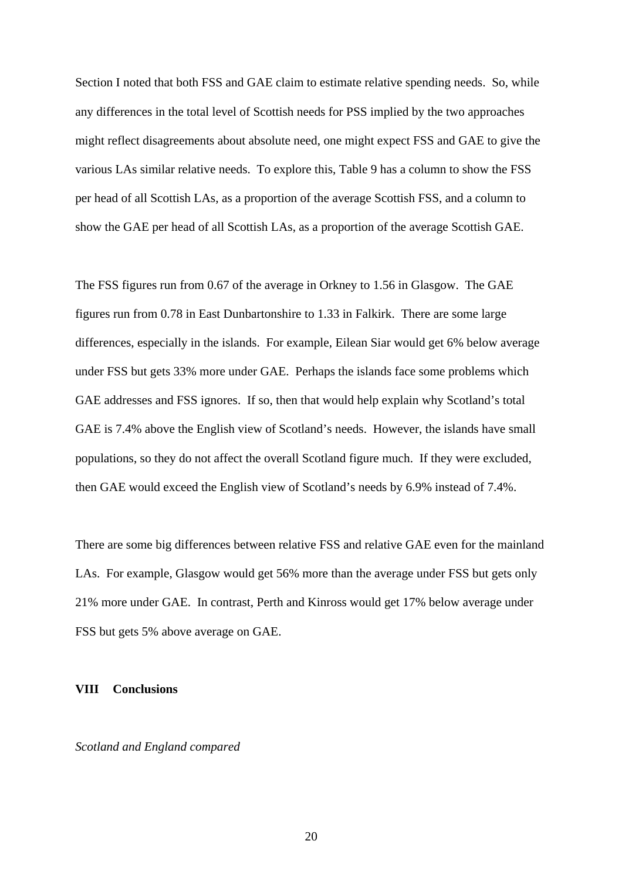Section I noted that both FSS and GAE claim to estimate relative spending needs. So, while any differences in the total level of Scottish needs for PSS implied by the two approaches might reflect disagreements about absolute need, one might expect FSS and GAE to give the various LAs similar relative needs. To explore this, Table 9 has a column to show the FSS per head of all Scottish LAs, as a proportion of the average Scottish FSS, and a column to show the GAE per head of all Scottish LAs, as a proportion of the average Scottish GAE.

The FSS figures run from 0.67 of the average in Orkney to 1.56 in Glasgow. The GAE figures run from 0.78 in East Dunbartonshire to 1.33 in Falkirk. There are some large differences, especially in the islands. For example, Eilean Siar would get 6% below average under FSS but gets 33% more under GAE. Perhaps the islands face some problems which GAE addresses and FSS ignores. If so, then that would help explain why Scotland's total GAE is 7.4% above the English view of Scotland's needs. However, the islands have small populations, so they do not affect the overall Scotland figure much. If they were excluded, then GAE would exceed the English view of Scotland's needs by 6.9% instead of 7.4%.

There are some big differences between relative FSS and relative GAE even for the mainland LAs. For example, Glasgow would get 56% more than the average under FSS but gets only 21% more under GAE. In contrast, Perth and Kinross would get 17% below average under FSS but gets 5% above average on GAE.

## VIII Conclusions

*Scotland and England compared*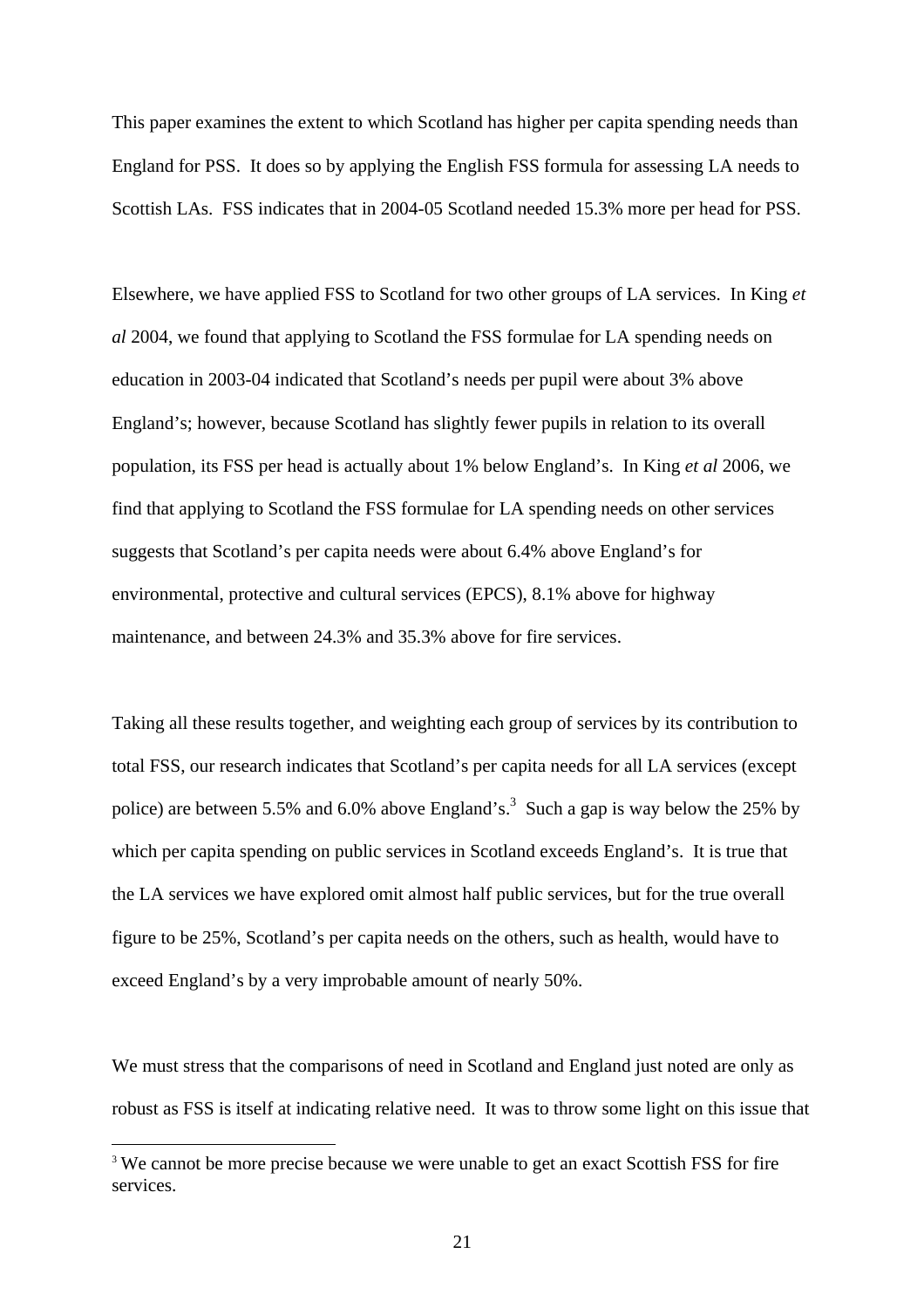This paper examines the extent to which Scotland has higher per capita spending needs than England for PSS. It does so by applying the English FSS formula for assessing LA needs to Scottish LAs. FSS indicates that in 2004-05 Scotland needed 15.3% more per head for PSS.

Elsewhere, we have applied FSS to Scotland for two other groups of LA services. In King *et al* 2004, we found that applying to Scotland the FSS formulae for LA spending needs on education in 2003-04 indicated that Scotland's needs per pupil were about 3% above England's; however, because Scotland has slightly fewer pupils in relation to its overall population, its FSS per head is actually about 1% below England's. In King *et al* 2006, we find that applying to Scotland the FSS formulae for LA spending needs on other services suggests that Scotland's per capita needs were about 6.4% above England's for environmental, protective and cultural services (EPCS), 8.1% above for highway maintenance, and between 24.3% and 35.3% above for fire services.

Taking all these results together, and weighting each group of services by its contribution to total FSS, our research indicates that Scotland's per capita needs for all LA services (except police) are between 5.5% and 6.0% above England's.[3] Such a gap is way below the 25% by which per capita spending on public services in Scotland exceeds England's. It is true that the LA services we have explored omit almost half public services, but for the true overall figure to be 25%, Scotland's per capita needs on the others, such as health, would have to exceed England's by a very improbable amount of nearly 50%.

We must stress that the comparisons of need in Scotland and England just noted are only as robust as FSS is itself at indicating relative need. It was to throw some light on this issue that

[3] We cannot be more precise because we were unable to get an exact Scottish FSS for fire services.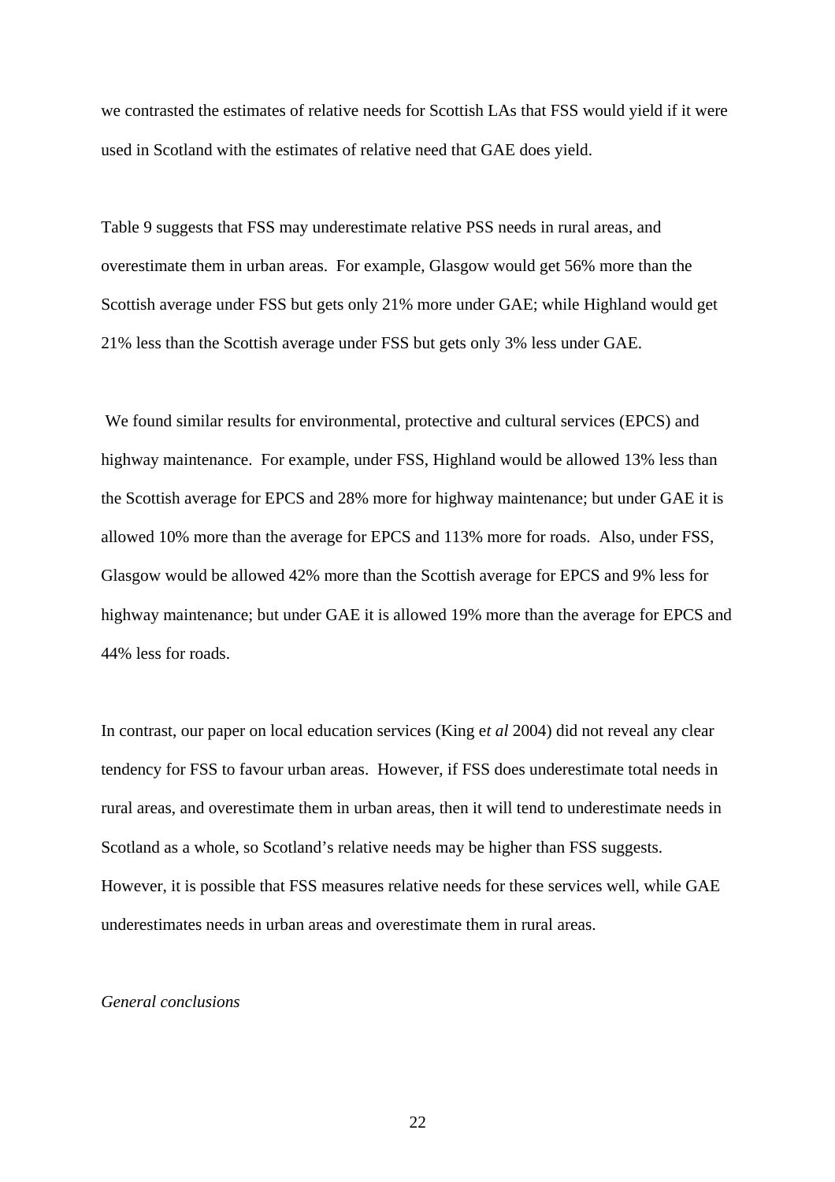we contrasted the estimates of relative needs for Scottish LAs that FSS would yield if it were used in Scotland with the estimates of relative need that GAE does yield.

Table 9 suggests that FSS may underestimate relative PSS needs in rural areas, and overestimate them in urban areas. For example, Glasgow would get 56% more than the Scottish average under FSS but gets only 21% more under GAE; while Highland would get 21% less than the Scottish average under FSS but gets only 3% less under GAE.

We found similar results for environmental, protective and cultural services (EPCS) and highway maintenance. For example, under FSS, Highland would be allowed 13% less than the Scottish average for EPCS and 28% more for highway maintenance; but under GAE it is allowed 10% more than the average for EPCS and 113% more for roads. Also, under FSS, Glasgow would be allowed 42% more than the Scottish average for EPCS and 9% less for highway maintenance; but under GAE it is allowed 19% more than the average for EPCS and 44% less for roads.

In contrast, our paper on local education services (King e*t al* 2004) did not reveal any clear tendency for FSS to favour urban areas. However, if FSS does underestimate total needs in rural areas, and overestimate them in urban areas, then it will tend to underestimate needs in Scotland as a whole, so Scotland's relative needs may be higher than FSS suggests. However, it is possible that FSS measures relative needs for these services well, while GAE underestimates needs in urban areas and overestimate them in rural areas.

*General conclusions*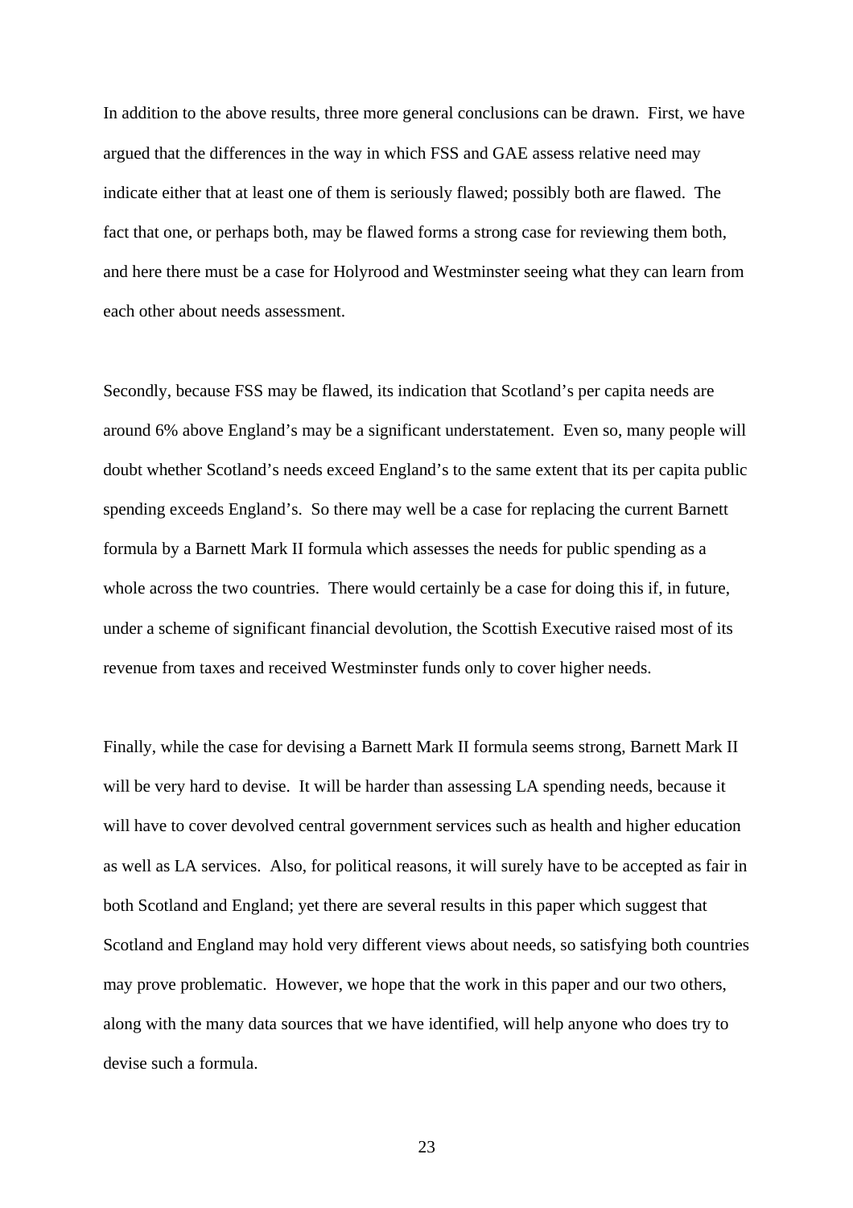In addition to the above results, three more general conclusions can be drawn. First, we have argued that the differences in the way in which FSS and GAE assess relative need may indicate either that at least one of them is seriously flawed; possibly both are flawed. The fact that one, or perhaps both, may be flawed forms a strong case for reviewing them both, and here there must be a case for Holyrood and Westminster seeing what they can learn from each other about needs assessment.

Secondly, because FSS may be flawed, its indication that Scotland's per capita needs are around 6% above England's may be a significant understatement. Even so, many people will doubt whether Scotland's needs exceed England's to the same extent that its per capita public spending exceeds England's. So there may well be a case for replacing the current Barnett formula by a Barnett Mark II formula which assesses the needs for public spending as a whole across the two countries. There would certainly be a case for doing this if, in future, under a scheme of significant financial devolution, the Scottish Executive raised most of its revenue from taxes and received Westminster funds only to cover higher needs.

Finally, while the case for devising a Barnett Mark II formula seems strong, Barnett Mark II will be very hard to devise. It will be harder than assessing LA spending needs, because it will have to cover devolved central government services such as health and higher education as well as LA services. Also, for political reasons, it will surely have to be accepted as fair in both Scotland and England; yet there are several results in this paper which suggest that Scotland and England may hold very different views about needs, so satisfying both countries may prove problematic. However, we hope that the work in this paper and our two others, along with the many data sources that we have identified, will help anyone who does try to devise such a formula.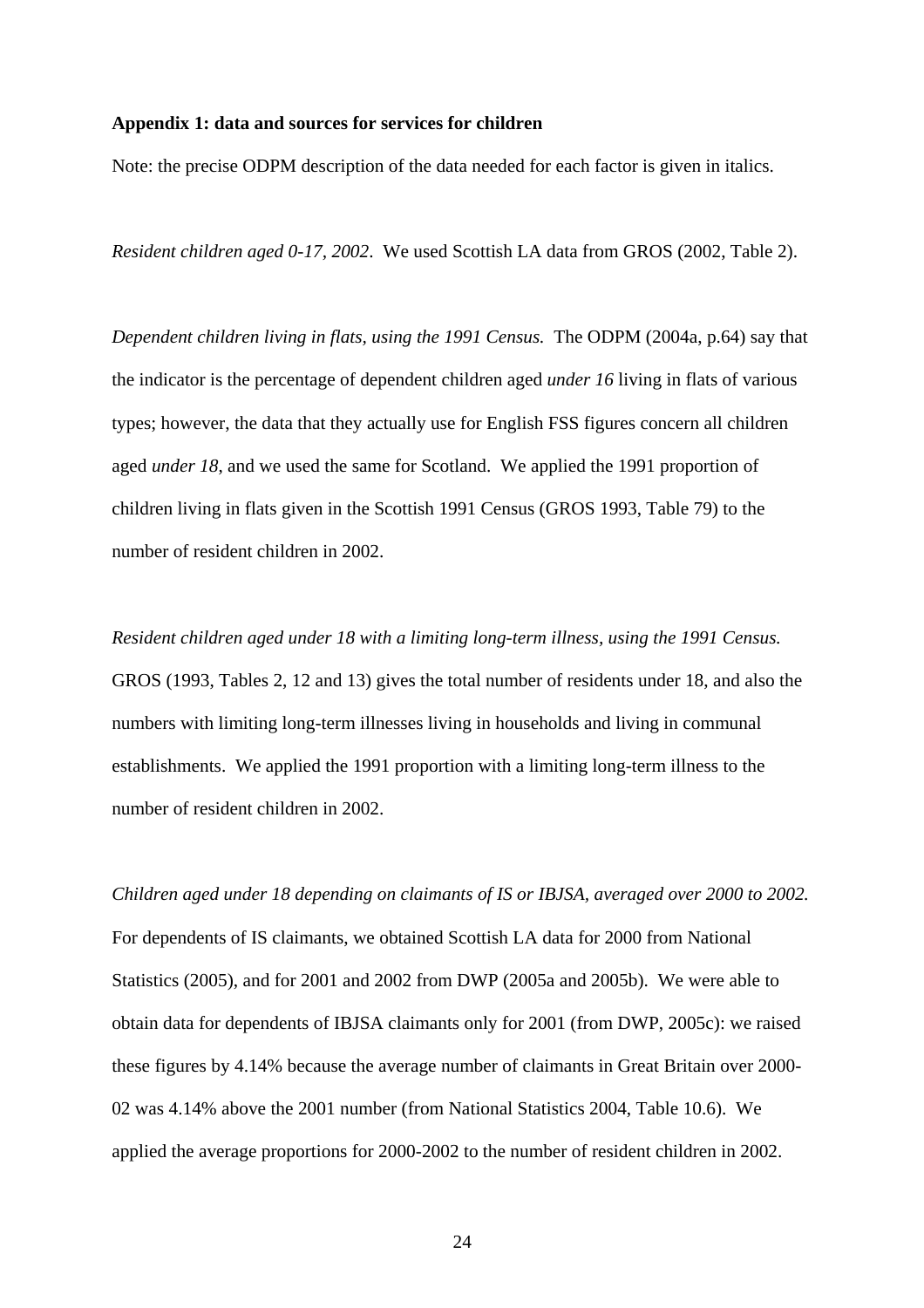**Appendix 1: data and sources for services for children**

Note: the precise ODPM description of the data needed for each factor is given in italics.

*Resident children aged 0-17, 2002*. We used Scottish LA data from GROS (2002, Table 2).

*Dependent children living in flats, using the 1991 Census.* The ODPM (2004a, p.64) say that the indicator is the percentage of dependent children aged *under 16* living in flats of various types; however, the data that they actually use for English FSS figures concern all children aged *under 18*, and we used the same for Scotland. We applied the 1991 proportion of children living in flats given in the Scottish 1991 Census (GROS 1993, Table 79) to the number of resident children in 2002.

*Resident children aged under 18 with a limiting long-term illness, using the 1991 Census.* GROS (1993, Tables 2, 12 and 13) gives the total number of residents under 18, and also the numbers with limiting long-term illnesses living in households and living in communal establishments. We applied the 1991 proportion with a limiting long-term illness to the number of resident children in 2002.

*Children aged under 18 depending on claimants of IS or IBJSA, averaged over 2000 to 2002.* For dependents of IS claimants, we obtained Scottish LA data for 2000 from National Statistics (2005), and for 2001 and 2002 from DWP (2005a and 2005b). We were able to obtain data for dependents of IBJSA claimants only for 2001 (from DWP, 2005c): we raised these figures by 4.14% because the average number of claimants in Great Britain over 2000-02 was 4.14% above the 2001 number (from National Statistics 2004, Table 10.6). We applied the average proportions for 2000-2002 to the number of resident children in 2002.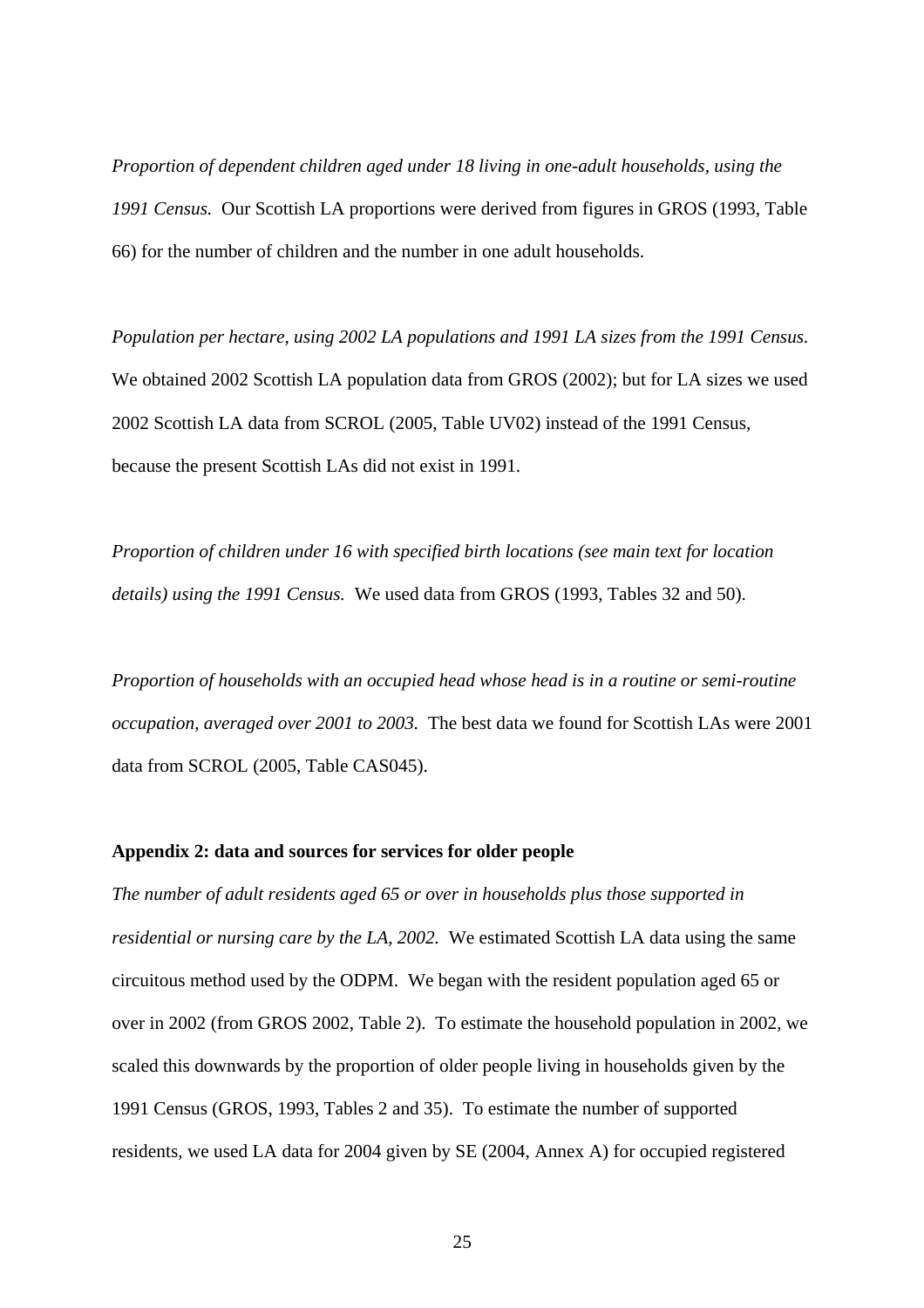*Proportion of dependent children aged under 18 living in one-adult households, using the 1991 Census.* Our Scottish LA proportions were derived from figures in GROS (1993, Table 66) for the number of children and the number in one adult households.

*Population per hectare, using 2002 LA populations and 1991 LA sizes from the 1991 Census.* We obtained 2002 Scottish LA population data from GROS (2002); but for LA sizes we used 2002 Scottish LA data from SCROL (2005, Table UV02) instead of the 1991 Census, because the present Scottish LAs did not exist in 1991.

*Proportion of children under 16 with specified birth locations (see main text for location details) using the 1991 Census.* We used data from GROS (1993, Tables 32 and 50).

*Proportion of households with an occupied head whose head is in a routine or semi-routine occupation, averaged over 2001 to 2003.* The best data we found for Scottish LAs were 2001 data from SCROL (2005, Table CAS045).

**Appendix 2: data and sources for services for older people**

*The number of adult residents aged 65 or over in households plus those supported in residential or nursing care by the LA, 2002.* We estimated Scottish LA data using the same circuitous method used by the ODPM. We began with the resident population aged 65 or over in 2002 (from GROS 2002, Table 2). To estimate the household population in 2002, we scaled this downwards by the proportion of older people living in households given by the 1991 Census (GROS, 1993, Tables 2 and 35). To estimate the number of supported residents, we used LA data for 2004 given by SE (2004, Annex A) for occupied registered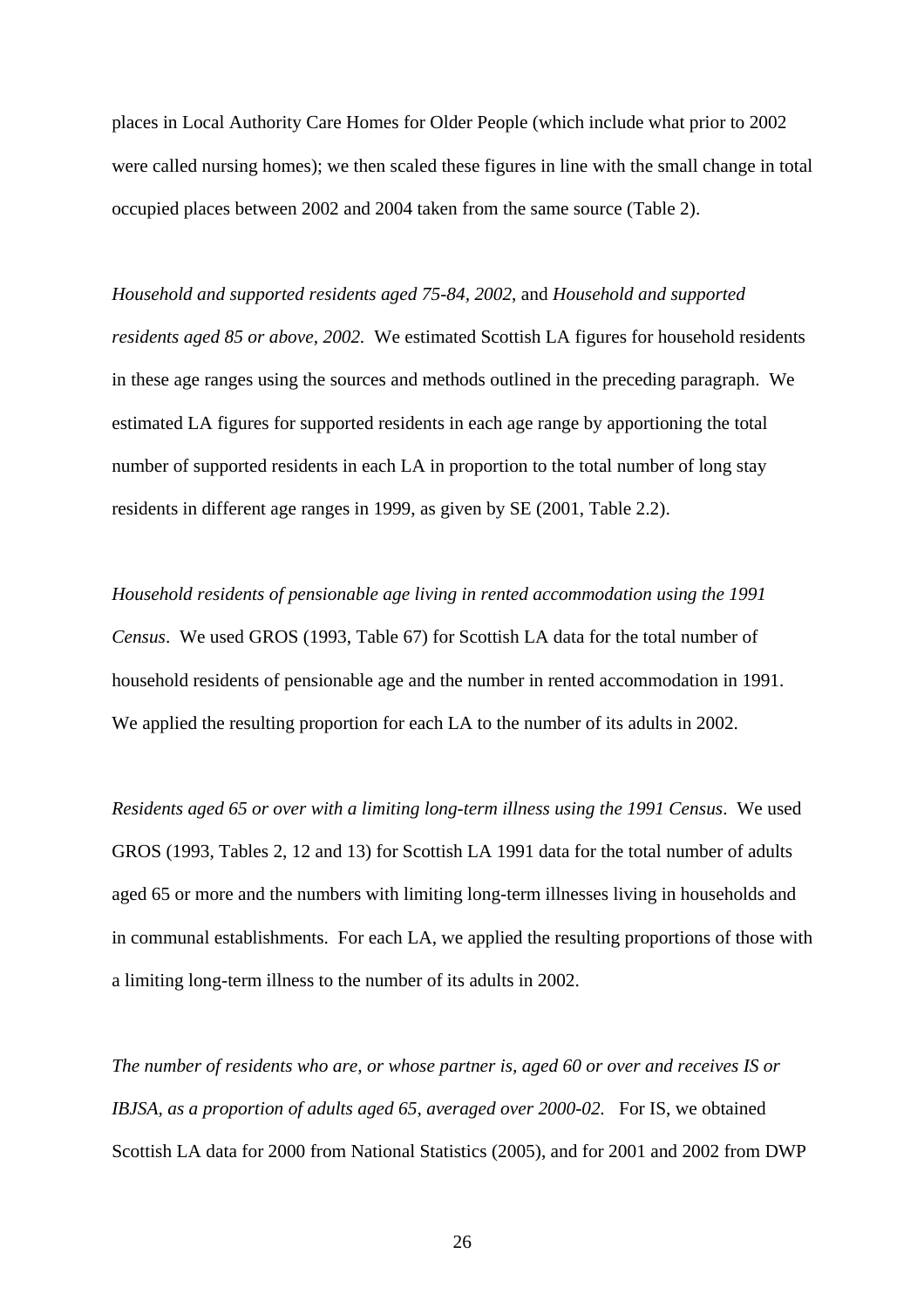places in Local Authority Care Homes for Older People (which include what prior to 2002 were called nursing homes); we then scaled these figures in line with the small change in total occupied places between 2002 and 2004 taken from the same source (Table 2).

*Household and supported residents aged 75-84, 2002*, and *Household and supported residents aged 85 or above, 2002.* We estimated Scottish LA figures for household residents in these age ranges using the sources and methods outlined in the preceding paragraph. We estimated LA figures for supported residents in each age range by apportioning the total number of supported residents in each LA in proportion to the total number of long stay residents in different age ranges in 1999, as given by SE (2001, Table 2.2).

*Household residents of pensionable age living in rented accommodation using the 1991 Census*. We used GROS (1993, Table 67) for Scottish LA data for the total number of household residents of pensionable age and the number in rented accommodation in 1991. We applied the resulting proportion for each LA to the number of its adults in 2002.

*Residents aged 65 or over with a limiting long-term illness using the 1991 Census*. We used GROS (1993, Tables 2, 12 and 13) for Scottish LA 1991 data for the total number of adults aged 65 or more and the numbers with limiting long-term illnesses living in households and in communal establishments. For each LA, we applied the resulting proportions of those with a limiting long-term illness to the number of its adults in 2002.

*The number of residents who are, or whose partner is, aged 60 or over and receives IS or IBJSA, as a proportion of adults aged 65, averaged over 2000-02.* For IS, we obtained Scottish LA data for 2000 from National Statistics (2005), and for 2001 and 2002 from DWP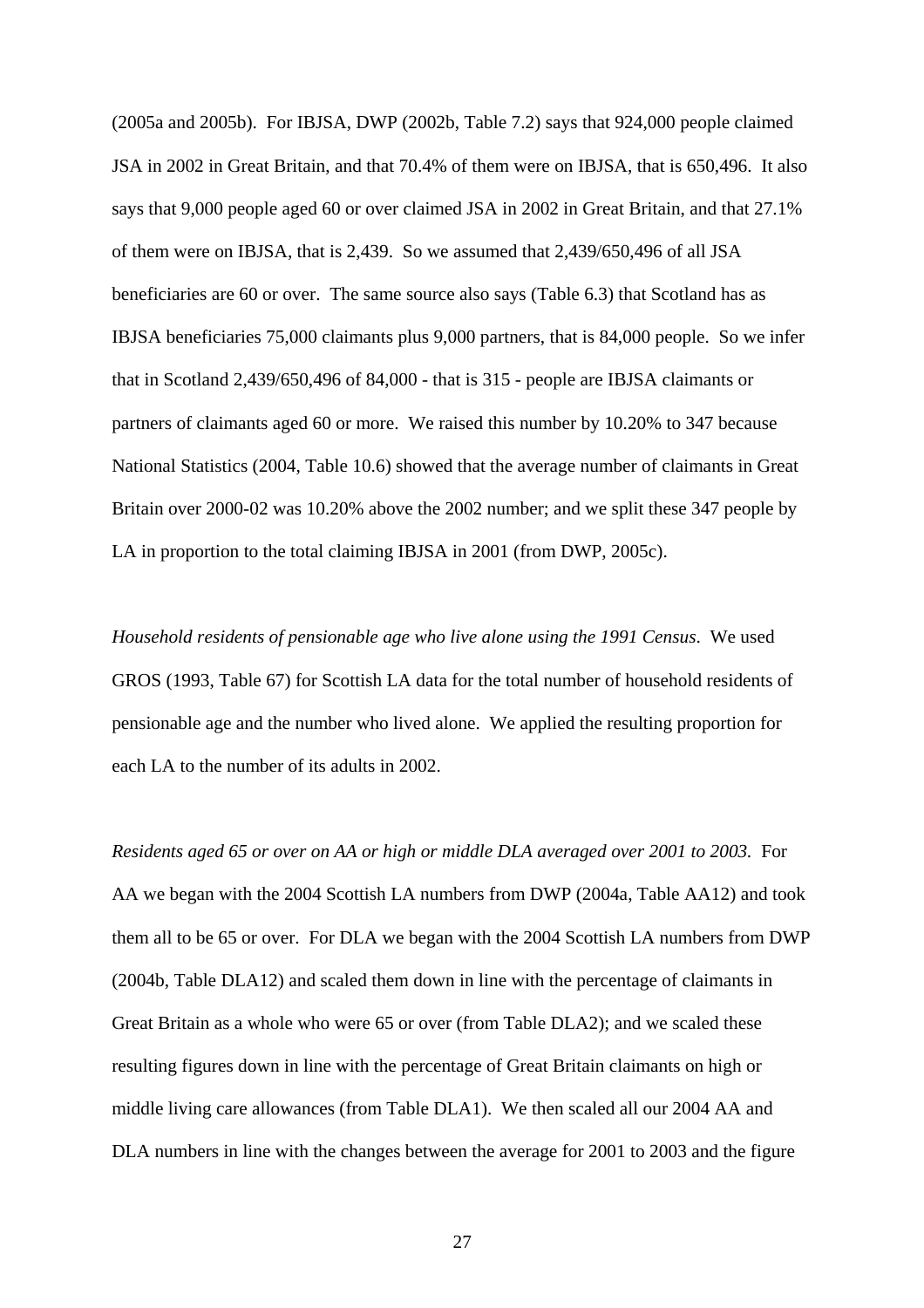(2005a and 2005b). For IBJSA, DWP (2002b, Table 7.2) says that 924,000 people claimed JSA in 2002 in Great Britain, and that 70.4% of them were on IBJSA, that is 650,496. It also says that 9,000 people aged 60 or over claimed JSA in 2002 in Great Britain, and that 27.1% of them were on IBJSA, that is 2,439. So we assumed that 2,439/650,496 of all JSA beneficiaries are 60 or over. The same source also says (Table 6.3) that Scotland has as IBJSA beneficiaries 75,000 claimants plus 9,000 partners, that is 84,000 people. So we infer that in Scotland 2,439/650,496 of 84,000 - that is 315 - people are IBJSA claimants or partners of claimants aged 60 or more. We raised this number by 10.20% to 347 because National Statistics (2004, Table 10.6) showed that the average number of claimants in Great Britain over 2000-02 was 10.20% above the 2002 number; and we split these 347 people by LA in proportion to the total claiming IBJSA in 2001 (from DWP, 2005c).

*Household residents of pensionable age who live alone using the 1991 Census*. We used GROS (1993, Table 67) for Scottish LA data for the total number of household residents of pensionable age and the number who lived alone. We applied the resulting proportion for each LA to the number of its adults in 2002.

*Residents aged 65 or over on AA or high or middle DLA averaged over 2001 to 2003.* For AA we began with the 2004 Scottish LA numbers from DWP (2004a, Table AA12) and took them all to be 65 or over. For DLA we began with the 2004 Scottish LA numbers from DWP (2004b, Table DLA12) and scaled them down in line with the percentage of claimants in Great Britain as a whole who were 65 or over (from Table DLA2); and we scaled these resulting figures down in line with the percentage of Great Britain claimants on high or middle living care allowances (from Table DLA1). We then scaled all our 2004 AA and DLA numbers in line with the changes between the average for 2001 to 2003 and the figure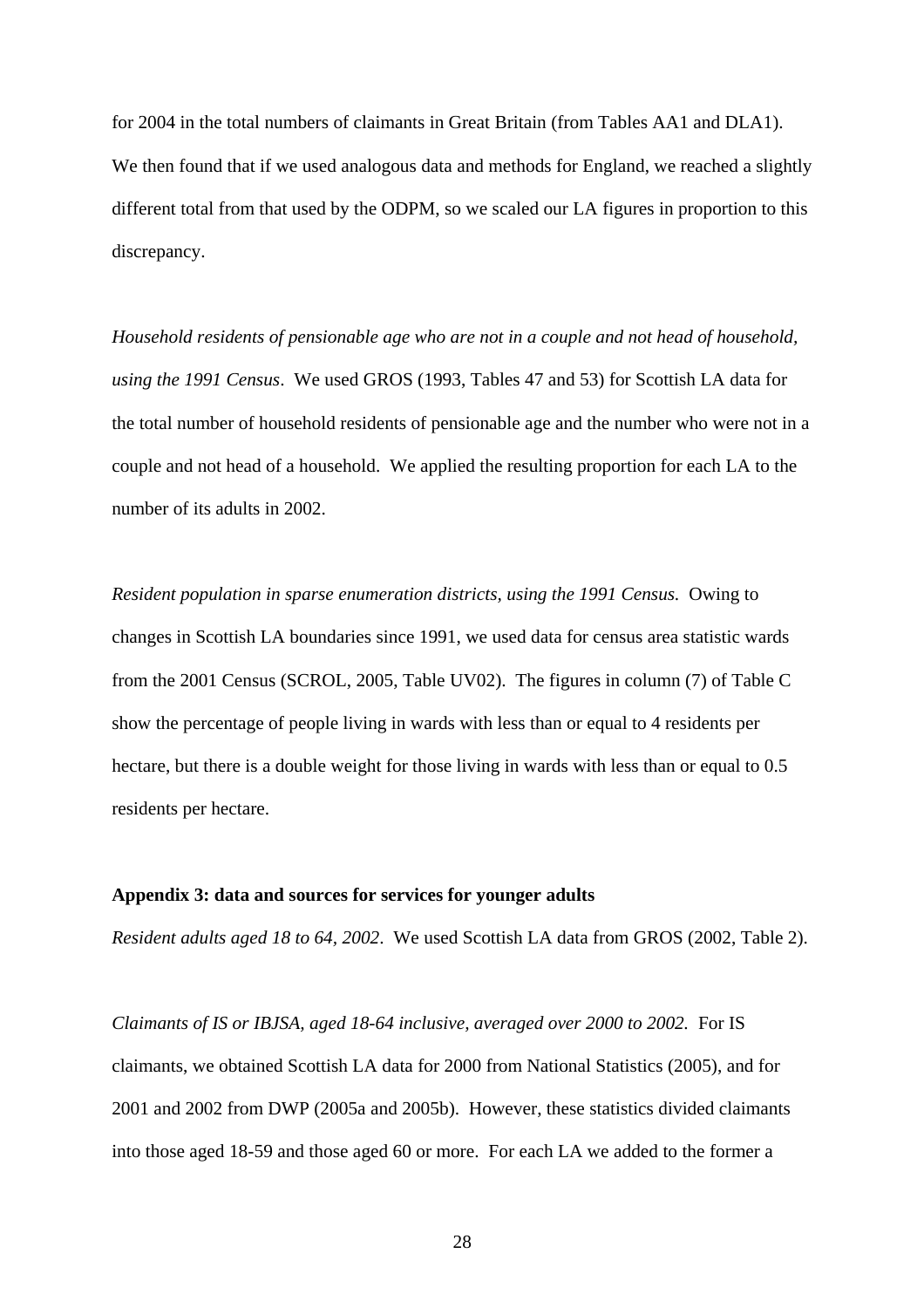for 2004 in the total numbers of claimants in Great Britain (from Tables AA1 and DLA1). We then found that if we used analogous data and methods for England, we reached a slightly different total from that used by the ODPM, so we scaled our LA figures in proportion to this discrepancy.

*Household residents of pensionable age who are not in a couple and not head of household, using the 1991 Census*. We used GROS (1993, Tables 47 and 53) for Scottish LA data for the total number of household residents of pensionable age and the number who were not in a couple and not head of a household. We applied the resulting proportion for each LA to the number of its adults in 2002.

*Resident population in sparse enumeration districts, using the 1991 Census.* Owing to changes in Scottish LA boundaries since 1991, we used data for census area statistic wards from the 2001 Census (SCROL, 2005, Table UV02). The figures in column (7) of Table C show the percentage of people living in wards with less than or equal to 4 residents per hectare, but there is a double weight for those living in wards with less than or equal to 0.5 residents per hectare.

**Appendix 3: data and sources for services for younger adults**

*Resident adults aged 18 to 64, 2002*. We used Scottish LA data from GROS (2002, Table 2).

*Claimants of IS or IBJSA, aged 18-64 inclusive, averaged over 2000 to 2002.* For IS claimants, we obtained Scottish LA data for 2000 from National Statistics (2005), and for 2001 and 2002 from DWP (2005a and 2005b). However, these statistics divided claimants into those aged 18-59 and those aged 60 or more. For each LA we added to the former a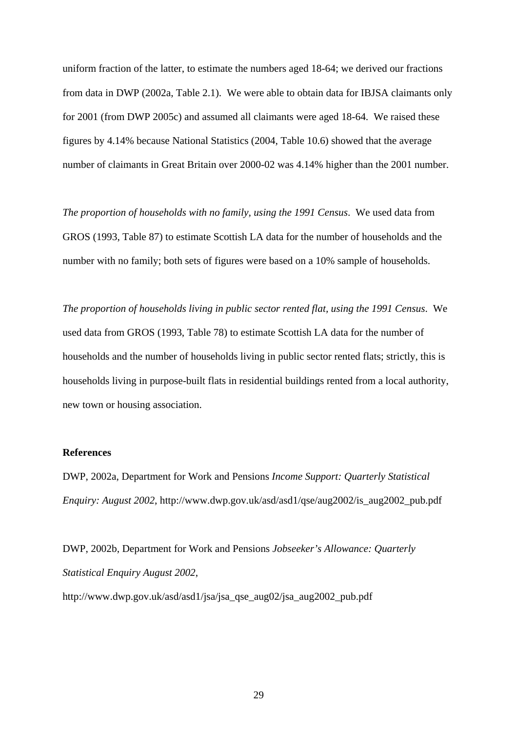uniform fraction of the latter, to estimate the numbers aged 18-64; we derived our fractions from data in DWP (2002a, Table 2.1). We were able to obtain data for IBJSA claimants only for 2001 (from DWP 2005c) and assumed all claimants were aged 18-64. We raised these figures by 4.14% because National Statistics (2004, Table 10.6) showed that the average number of claimants in Great Britain over 2000-02 was 4.14% higher than the 2001 number.

*The proportion of households with no family, using the 1991 Census*. We used data from GROS (1993, Table 87) to estimate Scottish LA data for the number of households and the number with no family; both sets of figures were based on a 10% sample of households.

*The proportion of households living in public sector rented flat, using the 1991 Census*. We used data from GROS (1993, Table 78) to estimate Scottish LA data for the number of households and the number of households living in public sector rented flats; strictly, this is households living in purpose-built flats in residential buildings rented from a local authority, new town or housing association.

**References**

DWP, 2002a, Department for Work and Pensions *Income Support: Quarterly Statistical Enquiry: August 2002*, http://www.dwp.gov.uk/asd/asd1/qse/aug2002/is_aug2002_pub.pdf

DWP, 2002b, Department for Work and Pensions *Jobseeker's Allowance: Quarterly Statistical Enquiry August 2002*, http://www.dwp.gov.uk/asd/asd1/jsa/jsa_qse_aug02/jsa_aug2002_pub.pdf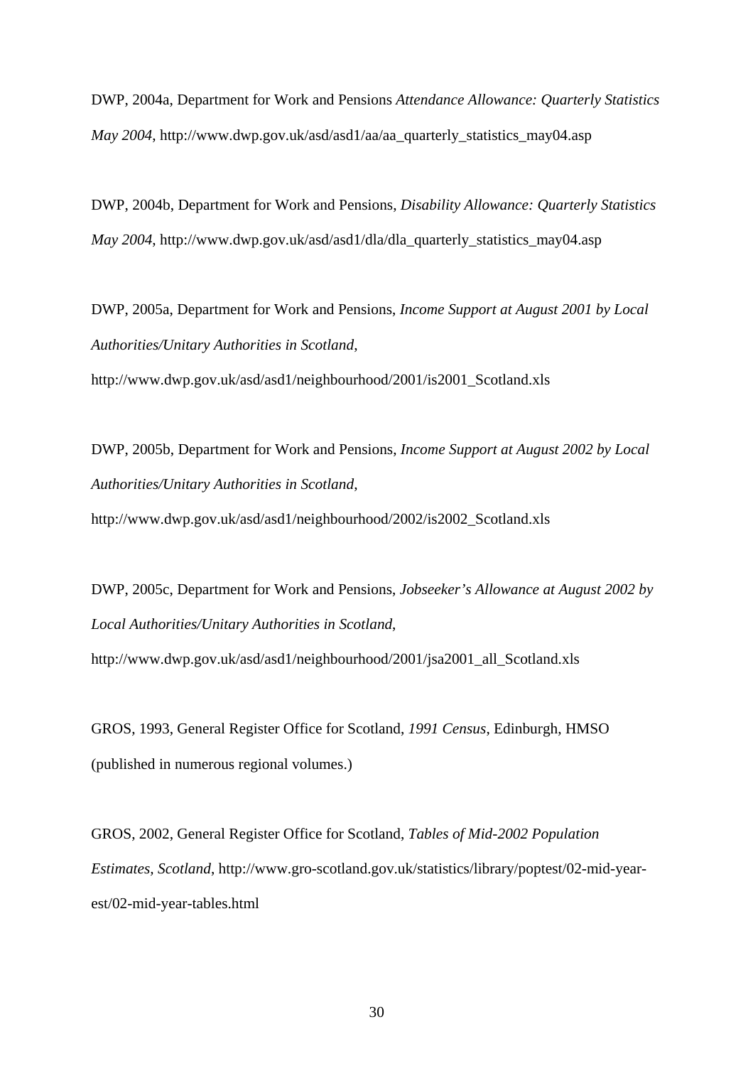DWP, 2004a, Department for Work and Pensions *Attendance Allowance: Quarterly Statistics May 2004*, http://www.dwp.gov.uk/asd/asd1/aa/aa_quarterly_statistics_may04.asp

DWP, 2004b, Department for Work and Pensions, *Disability Allowance: Quarterly Statistics May 2004*, http://www.dwp.gov.uk/asd/asd1/dla/dla_quarterly_statistics_may04.asp

DWP, 2005a, Department for Work and Pensions, *Income Support at August 2001 by Local Authorities/Unitary Authorities in Scotland*, http://www.dwp.gov.uk/asd/asd1/neighbourhood/2001/is2001_Scotland.xls

DWP, 2005b, Department for Work and Pensions, *Income Support at August 2002 by Local Authorities/Unitary Authorities in Scotland*, http://www.dwp.gov.uk/asd/asd1/neighbourhood/2002/is2002_Scotland.xls

DWP, 2005c, Department for Work and Pensions, *Jobseeker's Allowance at August 2002 by Local Authorities/Unitary Authorities in Scotland*, http://www.dwp.gov.uk/asd/asd1/neighbourhood/2001/jsa2001_all_Scotland.xls

GROS, 1993, General Register Office for Scotland, *1991 Census*, Edinburgh, HMSO (published in numerous regional volumes.)

GROS, 2002, General Register Office for Scotland, *Tables of Mid-2002 Population Estimates, Scotland*, http://www.gro-scotland.gov.uk/statistics/library/poptest/02-mid-year-est/02-mid-year-tables.html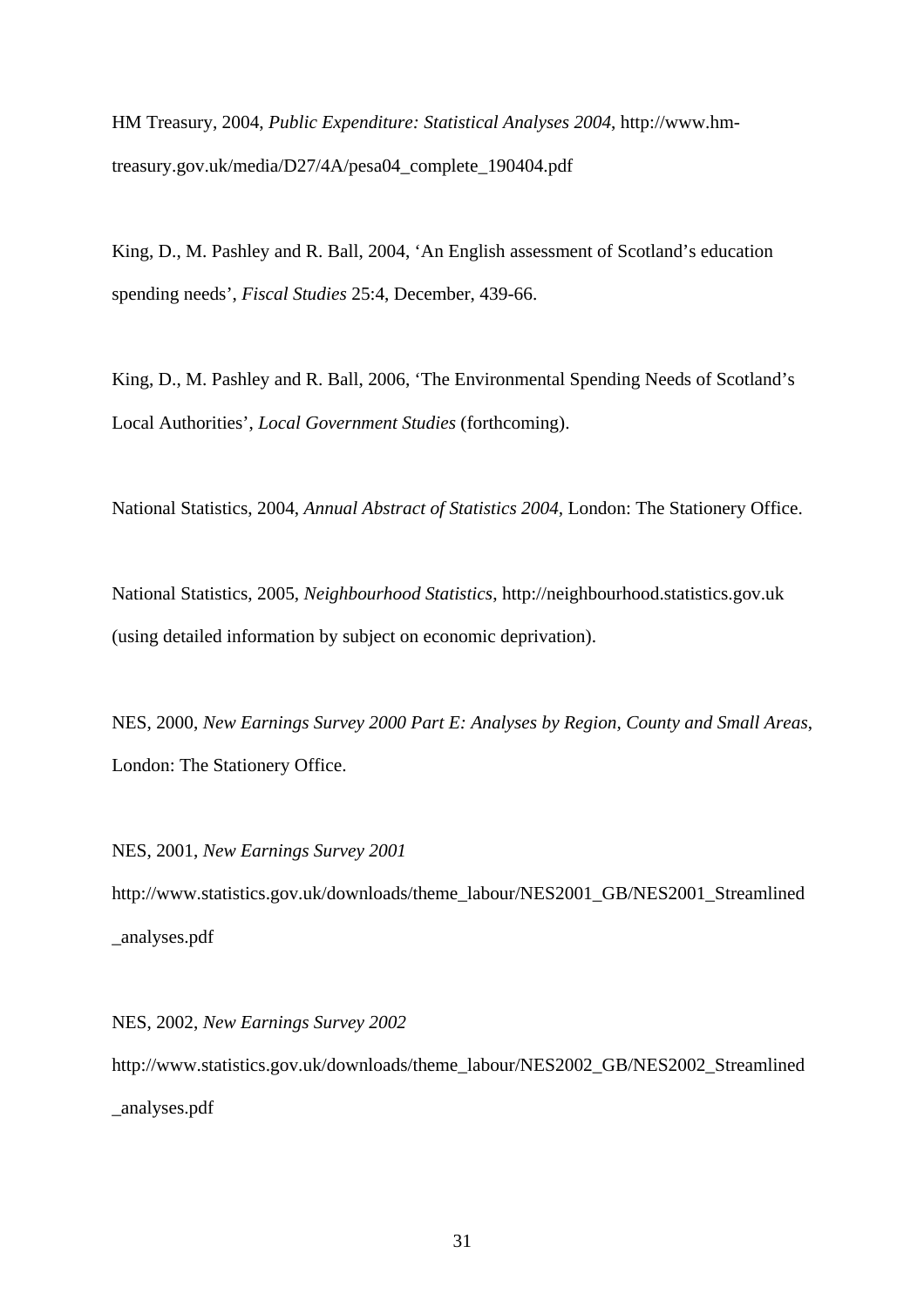HM Treasury, 2004, *Public Expenditure: Statistical Analyses 2004*, http://www.hm-treasury.gov.uk/media/D27/4A/pesa04_complete_190404.pdf

King, D., M. Pashley and R. Ball, 2004, 'An English assessment of Scotland's education spending needs', *Fiscal Studies* 25:4, December, 439-66.

King, D., M. Pashley and R. Ball, 2006, 'The Environmental Spending Needs of Scotland's Local Authorities', *Local Government Studies* (forthcoming).

National Statistics, 2004, *Annual Abstract of Statistics 2004,* London: The Stationery Office.

National Statistics, 2005, *Neighbourhood Statistics*, http://neighbourhood.statistics.gov.uk (using detailed information by subject on economic deprivation).

NES, 2000, *New Earnings Survey 2000 Part E: Analyses by Region, County and Small Areas*, London: The Stationery Office.

NES, 2001, *New Earnings Survey 2001* http://www.statistics.gov.uk/downloads/theme_labour/NES2001_GB/NES2001_Streamlined_analyses.pdf

NES, 2002, *New Earnings Survey 2002* http://www.statistics.gov.uk/downloads/theme_labour/NES2002_GB/NES2002_Streamlined_analyses.pdf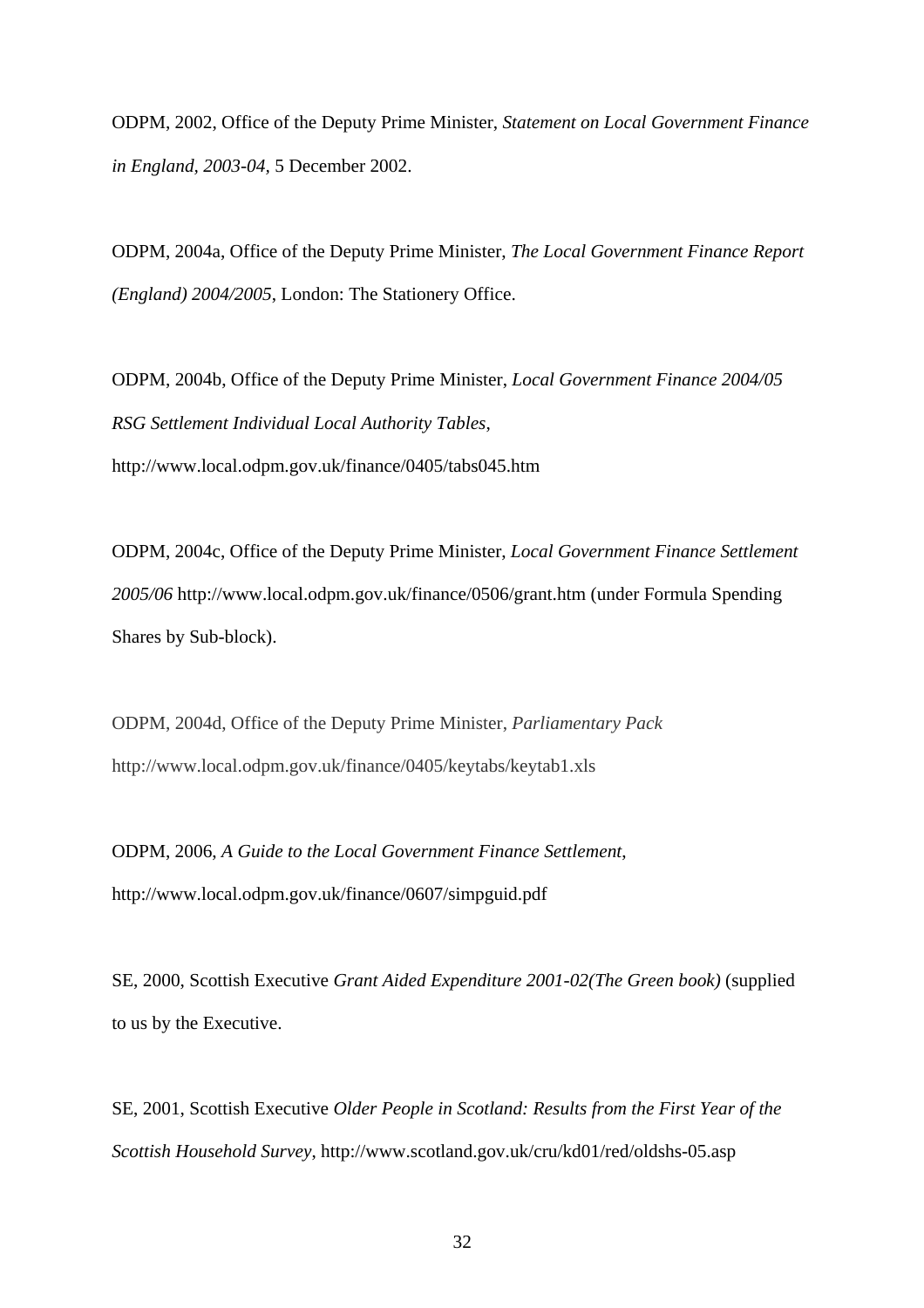ODPM, 2002, Office of the Deputy Prime Minister, *Statement on Local Government Finance in England, 2003-04*, 5 December 2002.

ODPM, 2004a, Office of the Deputy Prime Minister, *The Local Government Finance Report (England) 2004/2005*, London: The Stationery Office.

ODPM, 2004b, Office of the Deputy Prime Minister, *Local Government Finance 2004/05 RSG Settlement Individual Local Authority Tables*, http://www.local.odpm.gov.uk/finance/0405/tabs045.htm

ODPM, 2004c, Office of the Deputy Prime Minister, *Local Government Finance Settlement 2005/06* http://www.local.odpm.gov.uk/finance/0506/grant.htm (under Formula Spending Shares by Sub-block).

ODPM, 2004d, Office of the Deputy Prime Minister, *Parliamentary Pack* http://www.local.odpm.gov.uk/finance/0405/keytabs/keytab1.xls

ODPM, 2006, *A Guide to the Local Government Finance Settlement*, http://www.local.odpm.gov.uk/finance/0607/simpguid.pdf

SE, 2000, Scottish Executive *Grant Aided Expenditure 2001-02(The Green book)* (supplied to us by the Executive.

SE, 2001, Scottish Executive *Older People in Scotland: Results from the First Year of the Scottish Household Survey*, http://www.scotland.gov.uk/cru/kd01/red/oldshs-05.asp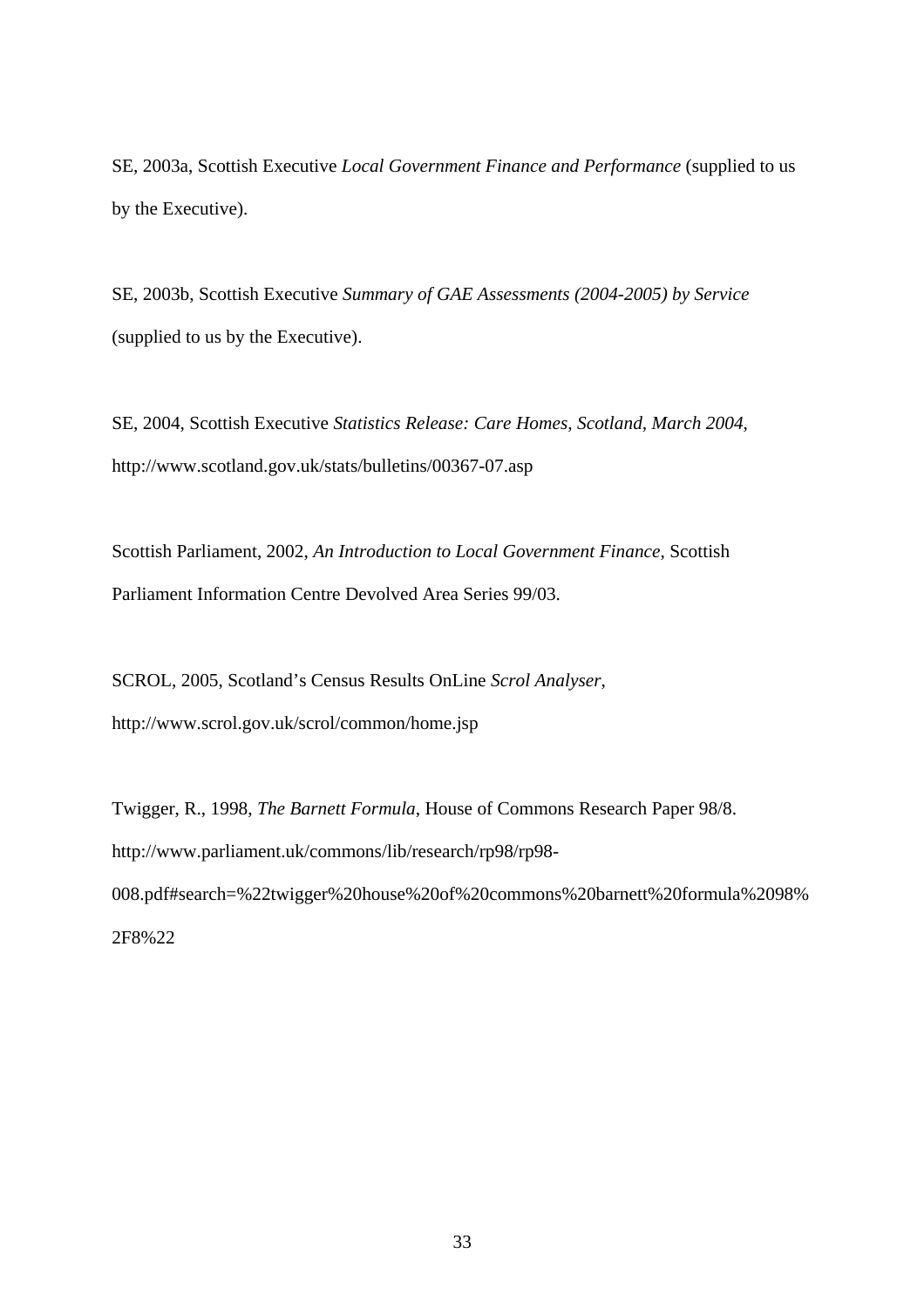SE, 2003a, Scottish Executive *Local Government Finance and Performance* (supplied to us by the Executive).

SE, 2003b, Scottish Executive *Summary of GAE Assessments (2004-2005) by Service* (supplied to us by the Executive).

SE, 2004, Scottish Executive *Statistics Release: Care Homes, Scotland, March 2004*, http://www.scotland.gov.uk/stats/bulletins/00367-07.asp

Scottish Parliament, 2002, *An Introduction to Local Government Finance*, Scottish Parliament Information Centre Devolved Area Series 99/03.

SCROL, 2005, Scotland's Census Results OnLine *Scrol Analyser*, http://www.scrol.gov.uk/scrol/common/home.jsp

Twigger, R., 1998, *The Barnett Formula*, House of Commons Research Paper 98/8. http://www.parliament.uk/commons/lib/research/rp98/rp98-008.pdf#search=%22twigger%20house%20of%20commons%20barnett%20formula%2098%2F8%22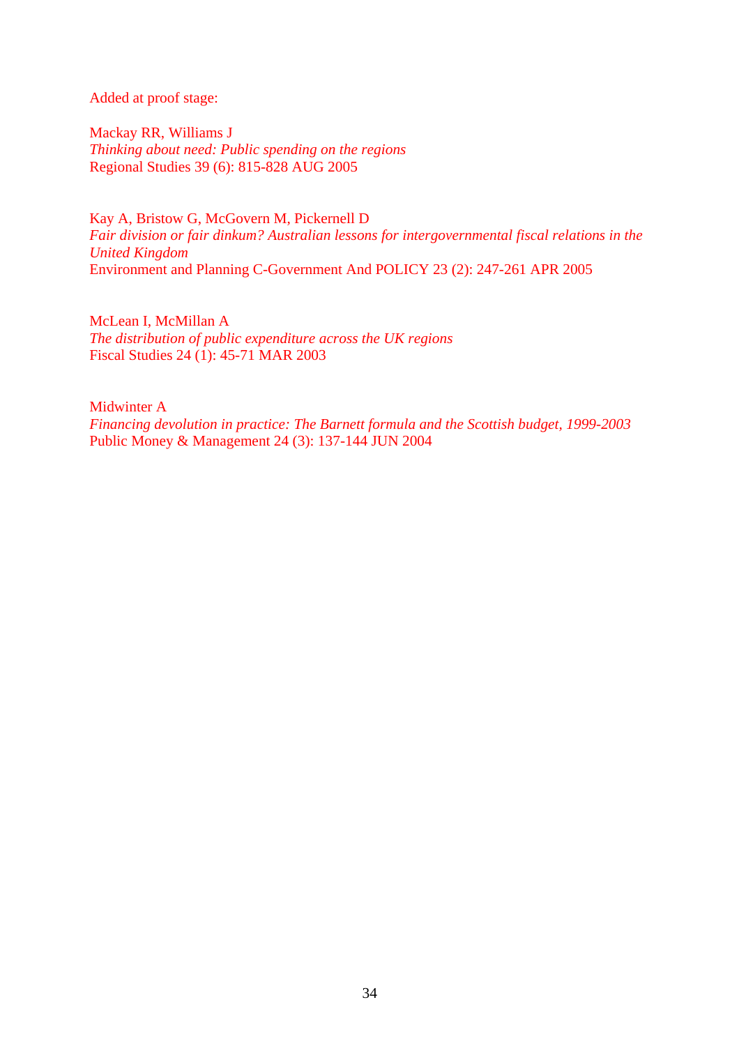Added at proof stage:

Mackay RR, Williams J
*Thinking about need: Public spending on the regions*
Regional Studies 39 (6): 815-828 AUG 2005

Kay A, Bristow G, McGovern M, Pickernell D
*Fair division or fair dinkum? Australian lessons for intergovernmental fiscal relations in the United Kingdom*
Environment and Planning C-Government And POLICY 23 (2): 247-261 APR 2005

McLean I, McMillan A
*The distribution of public expenditure across the UK regions*
Fiscal Studies 24 (1): 45-71 MAR 2003

Midwinter A
*Financing devolution in practice: The Barnett formula and the Scottish budget, 1999-2003*
Public Money & Management 24 (3): 137-144 JUN 2004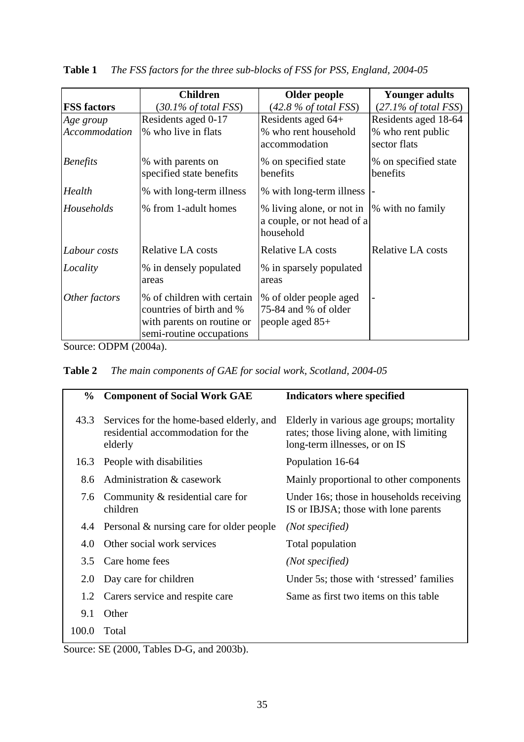**Table 1** *The FSS factors for the three sub-blocks of FSS for PSS, England, 2004-05*

| FSS factors | Children (*30.1% of total FSS*) | Older people (*42.8 % of total FSS*) | Younger adults (*27.1% of total FSS*) |
|---|---|---|---|
| *Age group* | Residents aged 0-17 | Residents aged 64+ | Residents aged 18-64 |
| *Accommodation* | % who live in flats | % who rent household accommodation | % who rent public sector flats |
| *Benefits* | % with parents on specified state benefits | % on specified state benefits | % on specified state benefits |
| *Health* | % with long-term illness | % with long-term illness | - |
| *Households* | % from 1-adult homes | % living alone, or not in a couple, or not head of a household | % with no family |
| *Labour costs* | Relative LA costs | Relative LA costs | Relative LA costs |
| *Locality* | % in densely populated areas | % in sparsely populated areas | |
| *Other factors* | % of children with certain countries of birth and % with parents on routine or semi-routine occupations | % of older people aged 75-84 and % of older people aged 85+ | - |

Source: ODPM (2004a).

**Table 2** *The main components of GAE for social work, Scotland, 2004-05*

| % | Component of Social Work GAE | Indicators where specified |
|---|---|---|
| 43.3 | Services for the home-based elderly, and residential accommodation for the elderly | Elderly in various age groups; mortality rates; those living alone, with limiting long-term illnesses, or on IS |
| 16.3 | People with disabilities | Population 16-64 |
| 8.6 | Administration & casework | Mainly proportional to other components |
| 7.6 | Community & residential care for children | Under 16s; those in households receiving IS or IBJSA; those with lone parents |
| 4.4 | Personal & nursing care for older people | *(Not specified)* |
| 4.0 | Other social work services | Total population |
| 3.5 | Care home fees | *(Not specified)* |
| 2.0 | Day care for children | Under 5s; those with 'stressed' families |
| 1.2 | Carers service and respite care | Same as first two items on this table |
| 9.1 | Other | |
| 100.0 | Total | |

Source: SE (2000, Tables D-G, and 2003b).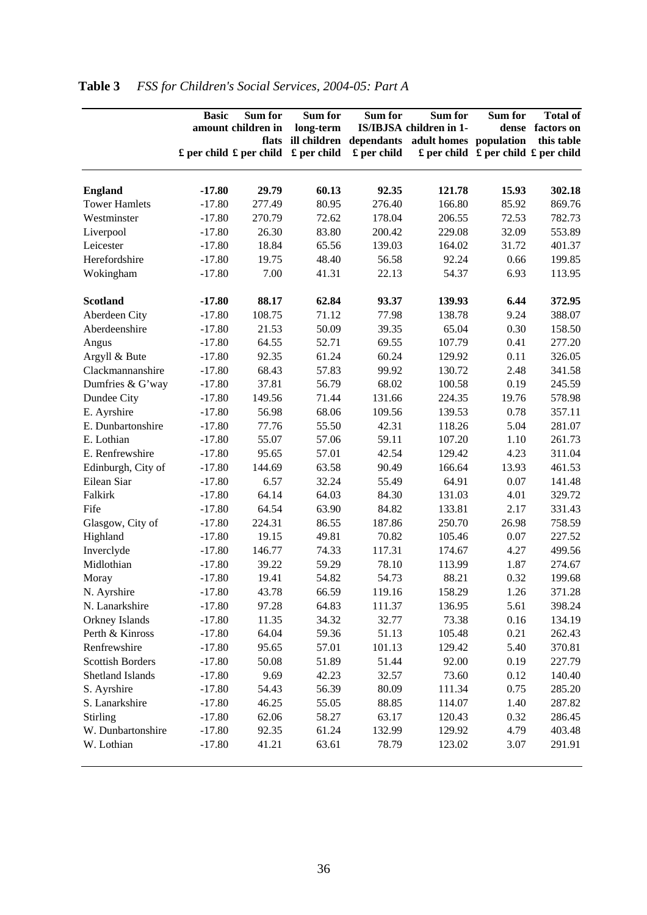**Table 3** *FSS for Children's Social Services, 2004-05: Part A*

| | Basic amount £ per child | Sum for children in flats £ per child | Sum for long-term ill children £ per child | Sum for IS/IBJSA dependants £ per child | Sum for children in 1-adult homes £ per child | Sum for dense population £ per child | Total of factors on this table £ per child |
|---|---|---|---|---|---|---|---|
| **England** | **-17.80** | **29.79** | **60.13** | **92.35** | **121.78** | **15.93** | **302.18** |
| Tower Hamlets | -17.80 | 277.49 | 80.95 | 276.40 | 166.80 | 85.92 | 869.76 |
| Westminster | -17.80 | 270.79 | 72.62 | 178.04 | 206.55 | 72.53 | 782.73 |
| Liverpool | -17.80 | 26.30 | 83.80 | 200.42 | 229.08 | 32.09 | 553.89 |
| Leicester | -17.80 | 18.84 | 65.56 | 139.03 | 164.02 | 31.72 | 401.37 |
| Herefordshire | -17.80 | 19.75 | 48.40 | 56.58 | 92.24 | 0.66 | 199.85 |
| Wokingham | -17.80 | 7.00 | 41.31 | 22.13 | 54.37 | 6.93 | 113.95 |
| **Scotland** | **-17.80** | **88.17** | **62.84** | **93.37** | **139.93** | **6.44** | **372.95** |
| Aberdeen City | -17.80 | 108.75 | 71.12 | 77.98 | 138.78 | 9.24 | 388.07 |
| Aberdeenshire | -17.80 | 21.53 | 50.09 | 39.35 | 65.04 | 0.30 | 158.50 |
| Angus | -17.80 | 64.55 | 52.71 | 69.55 | 107.79 | 0.41 | 277.20 |
| Argyll & Bute | -17.80 | 92.35 | 61.24 | 60.24 | 129.92 | 0.11 | 326.05 |
| Clackmannanshire | -17.80 | 68.43 | 57.83 | 99.92 | 130.72 | 2.48 | 341.58 |
| Dumfries & G'way | -17.80 | 37.81 | 56.79 | 68.02 | 100.58 | 0.19 | 245.59 |
| Dundee City | -17.80 | 149.56 | 71.44 | 131.66 | 224.35 | 19.76 | 578.98 |
| E. Ayrshire | -17.80 | 56.98 | 68.06 | 109.56 | 139.53 | 0.78 | 357.11 |
| E. Dunbartonshire | -17.80 | 77.76 | 55.50 | 42.31 | 118.26 | 5.04 | 281.07 |
| E. Lothian | -17.80 | 55.07 | 57.06 | 59.11 | 107.20 | 1.10 | 261.73 |
| E. Renfrewshire | -17.80 | 95.65 | 57.01 | 42.54 | 129.42 | 4.23 | 311.04 |
| Edinburgh, City of | -17.80 | 144.69 | 63.58 | 90.49 | 166.64 | 13.93 | 461.53 |
| Eilean Siar | -17.80 | 6.57 | 32.24 | 55.49 | 64.91 | 0.07 | 141.48 |
| Falkirk | -17.80 | 64.14 | 64.03 | 84.30 | 131.03 | 4.01 | 329.72 |
| Fife | -17.80 | 64.54 | 63.90 | 84.82 | 133.81 | 2.17 | 331.43 |
| Glasgow, City of | -17.80 | 224.31 | 86.55 | 187.86 | 250.70 | 26.98 | 758.59 |
| Highland | -17.80 | 19.15 | 49.81 | 70.82 | 105.46 | 0.07 | 227.52 |
| Inverclyde | -17.80 | 146.77 | 74.33 | 117.31 | 174.67 | 4.27 | 499.56 |
| Midlothian | -17.80 | 39.22 | 59.29 | 78.10 | 113.99 | 1.87 | 274.67 |
| Moray | -17.80 | 19.41 | 54.82 | 54.73 | 88.21 | 0.32 | 199.68 |
| N. Ayrshire | -17.80 | 43.78 | 66.59 | 119.16 | 158.29 | 1.26 | 371.28 |
| N. Lanarkshire | -17.80 | 97.28 | 64.83 | 111.37 | 136.95 | 5.61 | 398.24 |
| Orkney Islands | -17.80 | 11.35 | 34.32 | 32.77 | 73.38 | 0.16 | 134.19 |
| Perth & Kinross | -17.80 | 64.04 | 59.36 | 51.13 | 105.48 | 0.21 | 262.43 |
| Renfrewshire | -17.80 | 95.65 | 57.01 | 101.13 | 129.42 | 5.40 | 370.81 |
| Scottish Borders | -17.80 | 50.08 | 51.89 | 51.44 | 92.00 | 0.19 | 227.79 |
| Shetland Islands | -17.80 | 9.69 | 42.23 | 32.57 | 73.60 | 0.12 | 140.40 |
| S. Ayrshire | -17.80 | 54.43 | 56.39 | 80.09 | 111.34 | 0.75 | 285.20 |
| S. Lanarkshire | -17.80 | 46.25 | 55.05 | 88.85 | 114.07 | 1.40 | 287.82 |
| Stirling | -17.80 | 62.06 | 58.27 | 63.17 | 120.43 | 0.32 | 286.45 |
| W. Dunbartonshire | -17.80 | 92.35 | 61.24 | 132.99 | 129.92 | 4.79 | 403.48 |
| W. Lothian | -17.80 | 41.21 | 63.61 | 78.79 | 123.02 | 3.07 | 291.91 |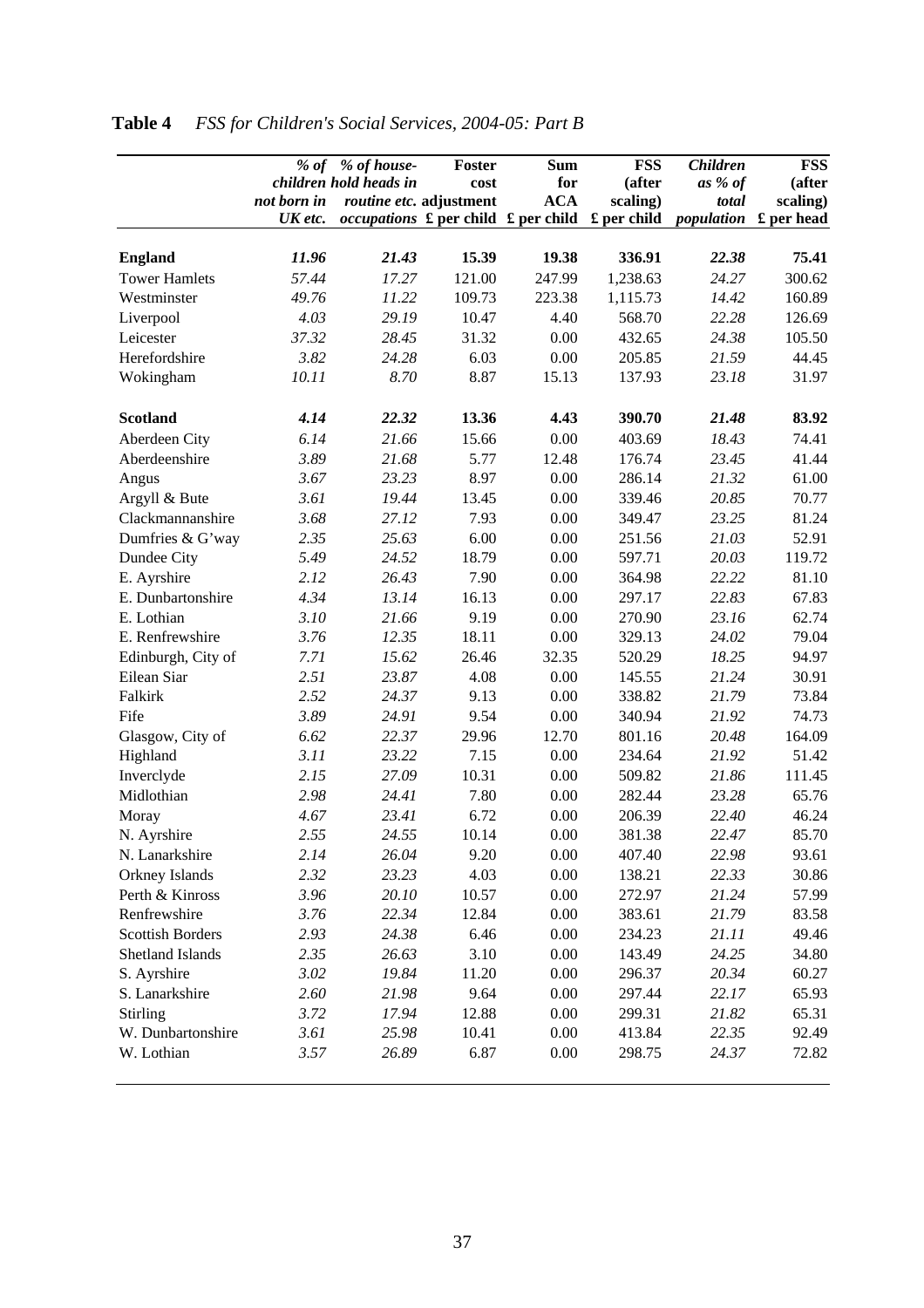**Table 4** *FSS for Children's Social Services, 2004-05: Part B*

| | *% of children not born in UK etc.* | *% of house-hold heads in routine etc. occupations* | **Foster cost adjustment £ per child** | **Sum for ACA £ per child** | **FSS (after scaling) £ per child** | *Children as % of total population* | **FSS (after scaling) £ per head** |
|---|---|---|---|---|---|---|---|
| **England** | ***11.96*** | ***21.43*** | **15.39** | **19.38** | **336.91** | ***22.38*** | **75.41** |
| Tower Hamlets | *57.44* | *17.27* | 121.00 | 247.99 | 1,238.63 | *24.27* | 300.62 |
| Westminster | *49.76* | *11.22* | 109.73 | 223.38 | 1,115.73 | *14.42* | 160.89 |
| Liverpool | *4.03* | *29.19* | 10.47 | 4.40 | 568.70 | *22.28* | 126.69 |
| Leicester | *37.32* | *28.45* | 31.32 | 0.00 | 432.65 | *24.38* | 105.50 |
| Herefordshire | *3.82* | *24.28* | 6.03 | 0.00 | 205.85 | *21.59* | 44.45 |
| Wokingham | *10.11* | *8.70* | 8.87 | 15.13 | 137.93 | *23.18* | 31.97 |
| | | | | | | | |
| **Scotland** | ***4.14*** | ***22.32*** | **13.36** | **4.43** | **390.70** | ***21.48*** | **83.92** |
| Aberdeen City | *6.14* | *21.66* | 15.66 | 0.00 | 403.69 | *18.43* | 74.41 |
| Aberdeenshire | *3.89* | *21.68* | 5.77 | 12.48 | 176.74 | *23.45* | 41.44 |
| Angus | *3.67* | *23.23* | 8.97 | 0.00 | 286.14 | *21.32* | 61.00 |
| Argyll & Bute | *3.61* | *19.44* | 13.45 | 0.00 | 339.46 | *20.85* | 70.77 |
| Clackmannanshire | *3.68* | *27.12* | 7.93 | 0.00 | 349.47 | *23.25* | 81.24 |
| Dumfries & G'way | *2.35* | *25.63* | 6.00 | 0.00 | 251.56 | *21.03* | 52.91 |
| Dundee City | *5.49* | *24.52* | 18.79 | 0.00 | 597.71 | *20.03* | 119.72 |
| E. Ayrshire | *2.12* | *26.43* | 7.90 | 0.00 | 364.98 | *22.22* | 81.10 |
| E. Dunbartonshire | *4.34* | *13.14* | 16.13 | 0.00 | 297.17 | *22.83* | 67.83 |
| E. Lothian | *3.10* | *21.66* | 9.19 | 0.00 | 270.90 | *23.16* | 62.74 |
| E. Renfrewshire | *3.76* | *12.35* | 18.11 | 0.00 | 329.13 | *24.02* | 79.04 |
| Edinburgh, City of | *7.71* | *15.62* | 26.46 | 32.35 | 520.29 | *18.25* | 94.97 |
| Eilean Siar | *2.51* | *23.87* | 4.08 | 0.00 | 145.55 | *21.24* | 30.91 |
| Falkirk | *2.52* | *24.37* | 9.13 | 0.00 | 338.82 | *21.79* | 73.84 |
| Fife | *3.89* | *24.91* | 9.54 | 0.00 | 340.94 | *21.92* | 74.73 |
| Glasgow, City of | *6.62* | *22.37* | 29.96 | 12.70 | 801.16 | *20.48* | 164.09 |
| Highland | *3.11* | *23.22* | 7.15 | 0.00 | 234.64 | *21.92* | 51.42 |
| Inverclyde | *2.15* | *27.09* | 10.31 | 0.00 | 509.82 | *21.86* | 111.45 |
| Midlothian | *2.98* | *24.41* | 7.80 | 0.00 | 282.44 | *23.28* | 65.76 |
| Moray | *4.67* | *23.41* | 6.72 | 0.00 | 206.39 | *22.40* | 46.24 |
| N. Ayrshire | *2.55* | *24.55* | 10.14 | 0.00 | 381.38 | *22.47* | 85.70 |
| N. Lanarkshire | *2.14* | *26.04* | 9.20 | 0.00 | 407.40 | *22.98* | 93.61 |
| Orkney Islands | *2.32* | *23.23* | 4.03 | 0.00 | 138.21 | *22.33* | 30.86 |
| Perth & Kinross | *3.96* | *20.10* | 10.57 | 0.00 | 272.97 | *21.24* | 57.99 |
| Renfrewshire | *3.76* | *22.34* | 12.84 | 0.00 | 383.61 | *21.79* | 83.58 |
| Scottish Borders | *2.93* | *24.38* | 6.46 | 0.00 | 234.23 | *21.11* | 49.46 |
| Shetland Islands | *2.35* | *26.63* | 3.10 | 0.00 | 143.49 | *24.25* | 34.80 |
| S. Ayrshire | *3.02* | *19.84* | 11.20 | 0.00 | 296.37 | *20.34* | 60.27 |
| S. Lanarkshire | *2.60* | *21.98* | 9.64 | 0.00 | 297.44 | *22.17* | 65.93 |
| Stirling | *3.72* | *17.94* | 12.88 | 0.00 | 299.31 | *21.82* | 65.31 |
| W. Dunbartonshire | *3.61* | *25.98* | 10.41 | 0.00 | 413.84 | *22.35* | 92.49 |
| W. Lothian | *3.57* | *26.89* | 6.87 | 0.00 | 298.75 | *24.37* | 72.82 |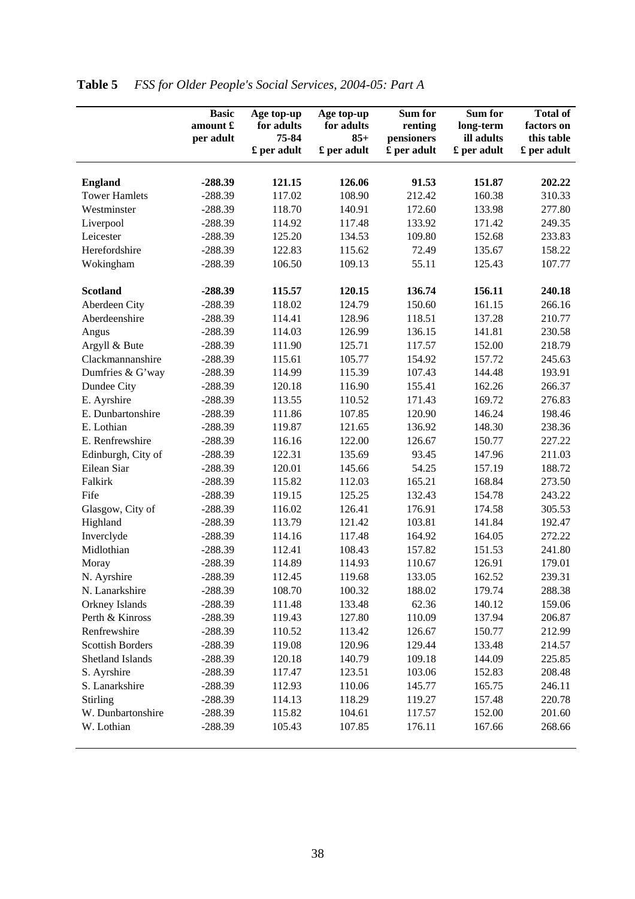**Table 5** *FSS for Older People's Social Services, 2004-05: Part A*

| | Basic amount £ per adult | Age top-up for adults 75-84 £ per adult | Age top-up for adults 85+ £ per adult | Sum for renting pensioners £ per adult | Sum for long-term ill adults £ per adult | Total of factors on this table £ per adult |
|---|---|---|---|---|---|---|
| **England** | **-288.39** | **121.15** | **126.06** | **91.53** | **151.87** | **202.22** |
| Tower Hamlets | -288.39 | 117.02 | 108.90 | 212.42 | 160.38 | 310.33 |
| Westminster | -288.39 | 118.70 | 140.91 | 172.60 | 133.98 | 277.80 |
| Liverpool | -288.39 | 114.92 | 117.48 | 133.92 | 171.42 | 249.35 |
| Leicester | -288.39 | 125.20 | 134.53 | 109.80 | 152.68 | 233.83 |
| Herefordshire | -288.39 | 122.83 | 115.62 | 72.49 | 135.67 | 158.22 |
| Wokingham | -288.39 | 106.50 | 109.13 | 55.11 | 125.43 | 107.77 |
| **Scotland** | **-288.39** | **115.57** | **120.15** | **136.74** | **156.11** | **240.18** |
| Aberdeen City | -288.39 | 118.02 | 124.79 | 150.60 | 161.15 | 266.16 |
| Aberdeenshire | -288.39 | 114.41 | 128.96 | 118.51 | 137.28 | 210.77 |
| Angus | -288.39 | 114.03 | 126.99 | 136.15 | 141.81 | 230.58 |
| Argyll & Bute | -288.39 | 111.90 | 125.71 | 117.57 | 152.00 | 218.79 |
| Clackmannanshire | -288.39 | 115.61 | 105.77 | 154.92 | 157.72 | 245.63 |
| Dumfries & G'way | -288.39 | 114.99 | 115.39 | 107.43 | 144.48 | 193.91 |
| Dundee City | -288.39 | 120.18 | 116.90 | 155.41 | 162.26 | 266.37 |
| E. Ayrshire | -288.39 | 113.55 | 110.52 | 171.43 | 169.72 | 276.83 |
| E. Dunbartonshire | -288.39 | 111.86 | 107.85 | 120.90 | 146.24 | 198.46 |
| E. Lothian | -288.39 | 119.87 | 121.65 | 136.92 | 148.30 | 238.36 |
| E. Renfrewshire | -288.39 | 116.16 | 122.00 | 126.67 | 150.77 | 227.22 |
| Edinburgh, City of | -288.39 | 122.31 | 135.69 | 93.45 | 147.96 | 211.03 |
| Eilean Siar | -288.39 | 120.01 | 145.66 | 54.25 | 157.19 | 188.72 |
| Falkirk | -288.39 | 115.82 | 112.03 | 165.21 | 168.84 | 273.50 |
| Fife | -288.39 | 119.15 | 125.25 | 132.43 | 154.78 | 243.22 |
| Glasgow, City of | -288.39 | 116.02 | 126.41 | 176.91 | 174.58 | 305.53 |
| Highland | -288.39 | 113.79 | 121.42 | 103.81 | 141.84 | 192.47 |
| Inverclyde | -288.39 | 114.16 | 117.48 | 164.92 | 164.05 | 272.22 |
| Midlothian | -288.39 | 112.41 | 108.43 | 157.82 | 151.53 | 241.80 |
| Moray | -288.39 | 114.89 | 114.93 | 110.67 | 126.91 | 179.01 |
| N. Ayrshire | -288.39 | 112.45 | 119.68 | 133.05 | 162.52 | 239.31 |
| N. Lanarkshire | -288.39 | 108.70 | 100.32 | 188.02 | 179.74 | 288.38 |
| Orkney Islands | -288.39 | 111.48 | 133.48 | 62.36 | 140.12 | 159.06 |
| Perth & Kinross | -288.39 | 119.43 | 127.80 | 110.09 | 137.94 | 206.87 |
| Renfrewshire | -288.39 | 110.52 | 113.42 | 126.67 | 150.77 | 212.99 |
| Scottish Borders | -288.39 | 119.08 | 120.96 | 129.44 | 133.48 | 214.57 |
| Shetland Islands | -288.39 | 120.18 | 140.79 | 109.18 | 144.09 | 225.85 |
| S. Ayrshire | -288.39 | 117.47 | 123.51 | 103.06 | 152.83 | 208.48 |
| S. Lanarkshire | -288.39 | 112.93 | 110.06 | 145.77 | 165.75 | 246.11 |
| Stirling | -288.39 | 114.13 | 118.29 | 119.27 | 157.48 | 220.78 |
| W. Dunbartonshire | -288.39 | 115.82 | 104.61 | 117.57 | 152.00 | 201.60 |
| W. Lothian | -288.39 | 105.43 | 107.85 | 176.11 | 167.66 | 268.66 |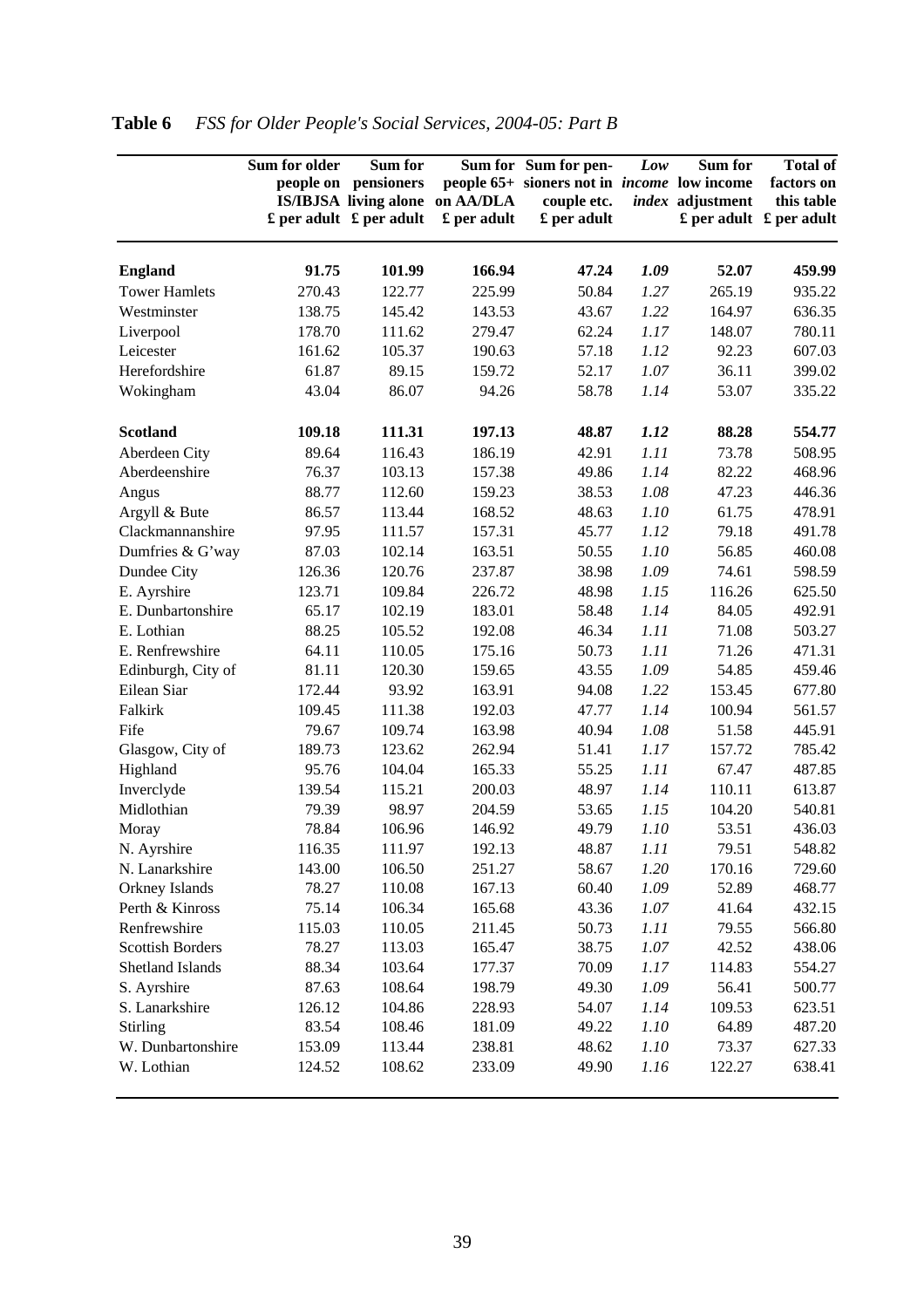**Table 6** *FSS for Older People's Social Services, 2004-05: Part B*

| | Sum for older people on IS/IBJSA £ per adult | Sum for pensioners living alone £ per adult | Sum for people 65+ on AA/DLA £ per adult | Sum for pensioners not in couple etc. £ per adult | *Low income index* | Sum for low income adjustment £ per adult | Total of factors on this table £ per adult |
|---|---|---|---|---|---|---|---|
| **England** | **91.75** | **101.99** | **166.94** | **47.24** | ***1.09*** | **52.07** | **459.99** |
| Tower Hamlets | 270.43 | 122.77 | 225.99 | 50.84 | *1.27* | 265.19 | 935.22 |
| Westminster | 138.75 | 145.42 | 143.53 | 43.67 | *1.22* | 164.97 | 636.35 |
| Liverpool | 178.70 | 111.62 | 279.47 | 62.24 | *1.17* | 148.07 | 780.11 |
| Leicester | 161.62 | 105.37 | 190.63 | 57.18 | *1.12* | 92.23 | 607.03 |
| Herefordshire | 61.87 | 89.15 | 159.72 | 52.17 | *1.07* | 36.11 | 399.02 |
| Wokingham | 43.04 | 86.07 | 94.26 | 58.78 | *1.14* | 53.07 | 335.22 |
| | | | | | | | |
| **Scotland** | **109.18** | **111.31** | **197.13** | **48.87** | ***1.12*** | **88.28** | **554.77** |
| Aberdeen City | 89.64 | 116.43 | 186.19 | 42.91 | *1.11* | 73.78 | 508.95 |
| Aberdeenshire | 76.37 | 103.13 | 157.38 | 49.86 | *1.14* | 82.22 | 468.96 |
| Angus | 88.77 | 112.60 | 159.23 | 38.53 | *1.08* | 47.23 | 446.36 |
| Argyll & Bute | 86.57 | 113.44 | 168.52 | 48.63 | *1.10* | 61.75 | 478.91 |
| Clackmannanshire | 97.95 | 111.57 | 157.31 | 45.77 | *1.12* | 79.18 | 491.78 |
| Dumfries & G'way | 87.03 | 102.14 | 163.51 | 50.55 | *1.10* | 56.85 | 460.08 |
| Dundee City | 126.36 | 120.76 | 237.87 | 38.98 | *1.09* | 74.61 | 598.59 |
| E. Ayrshire | 123.71 | 109.84 | 226.72 | 48.98 | *1.15* | 116.26 | 625.50 |
| E. Dunbartonshire | 65.17 | 102.19 | 183.01 | 58.48 | *1.14* | 84.05 | 492.91 |
| E. Lothian | 88.25 | 105.52 | 192.08 | 46.34 | *1.11* | 71.08 | 503.27 |
| E. Renfrewshire | 64.11 | 110.05 | 175.16 | 50.73 | *1.11* | 71.26 | 471.31 |
| Edinburgh, City of | 81.11 | 120.30 | 159.65 | 43.55 | *1.09* | 54.85 | 459.46 |
| Eilean Siar | 172.44 | 93.92 | 163.91 | 94.08 | *1.22* | 153.45 | 677.80 |
| Falkirk | 109.45 | 111.38 | 192.03 | 47.77 | *1.14* | 100.94 | 561.57 |
| Fife | 79.67 | 109.74 | 163.98 | 40.94 | *1.08* | 51.58 | 445.91 |
| Glasgow, City of | 189.73 | 123.62 | 262.94 | 51.41 | *1.17* | 157.72 | 785.42 |
| Highland | 95.76 | 104.04 | 165.33 | 55.25 | *1.11* | 67.47 | 487.85 |
| Inverclyde | 139.54 | 115.21 | 200.03 | 48.97 | *1.14* | 110.11 | 613.87 |
| Midlothian | 79.39 | 98.97 | 204.59 | 53.65 | *1.15* | 104.20 | 540.81 |
| Moray | 78.84 | 106.96 | 146.92 | 49.79 | *1.10* | 53.51 | 436.03 |
| N. Ayrshire | 116.35 | 111.97 | 192.13 | 48.87 | *1.11* | 79.51 | 548.82 |
| N. Lanarkshire | 143.00 | 106.50 | 251.27 | 58.67 | *1.20* | 170.16 | 729.60 |
| Orkney Islands | 78.27 | 110.08 | 167.13 | 60.40 | *1.09* | 52.89 | 468.77 |
| Perth & Kinross | 75.14 | 106.34 | 165.68 | 43.36 | *1.07* | 41.64 | 432.15 |
| Renfrewshire | 115.03 | 110.05 | 211.45 | 50.73 | *1.11* | 79.55 | 566.80 |
| Scottish Borders | 78.27 | 113.03 | 165.47 | 38.75 | *1.07* | 42.52 | 438.06 |
| Shetland Islands | 88.34 | 103.64 | 177.37 | 70.09 | *1.17* | 114.83 | 554.27 |
| S. Ayrshire | 87.63 | 108.64 | 198.79 | 49.30 | *1.09* | 56.41 | 500.77 |
| S. Lanarkshire | 126.12 | 104.86 | 228.93 | 54.07 | *1.14* | 109.53 | 623.51 |
| Stirling | 83.54 | 108.46 | 181.09 | 49.22 | *1.10* | 64.89 | 487.20 |
| W. Dunbartonshire | 153.09 | 113.44 | 238.81 | 48.62 | *1.10* | 73.37 | 627.33 |
| W. Lothian | 124.52 | 108.62 | 233.09 | 49.90 | *1.16* | 122.27 | 638.41 |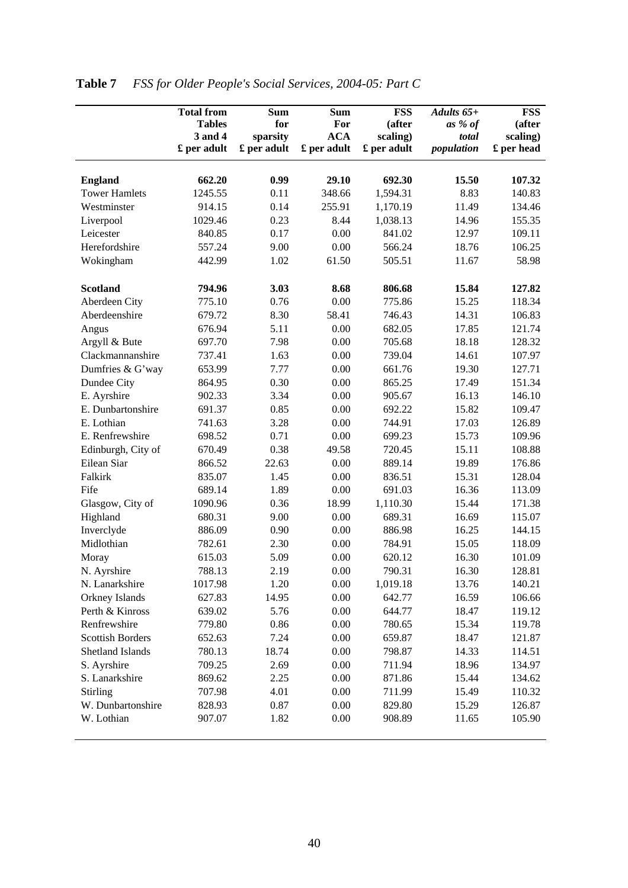**Table 7** *FSS for Older People's Social Services, 2004-05: Part C*

| | Total from Tables 3 and 4 £ per adult | Sum for sparsity £ per adult | Sum For ACA £ per adult | FSS (after scaling) £ per adult | *Adults 65+ as % of total population* | FSS (after scaling) £ per head |
|---|---|---|---|---|---|---|
| **England** | **662.20** | **0.99** | **29.10** | **692.30** | **15.50** | **107.32** |
| Tower Hamlets | 1245.55 | 0.11 | 348.66 | 1,594.31 | 8.83 | 140.83 |
| Westminster | 914.15 | 0.14 | 255.91 | 1,170.19 | 11.49 | 134.46 |
| Liverpool | 1029.46 | 0.23 | 8.44 | 1,038.13 | 14.96 | 155.35 |
| Leicester | 840.85 | 0.17 | 0.00 | 841.02 | 12.97 | 109.11 |
| Herefordshire | 557.24 | 9.00 | 0.00 | 566.24 | 18.76 | 106.25 |
| Wokingham | 442.99 | 1.02 | 61.50 | 505.51 | 11.67 | 58.98 |
| **Scotland** | **794.96** | **3.03** | **8.68** | **806.68** | **15.84** | **127.82** |
| Aberdeen City | 775.10 | 0.76 | 0.00 | 775.86 | 15.25 | 118.34 |
| Aberdeenshire | 679.72 | 8.30 | 58.41 | 746.43 | 14.31 | 106.83 |
| Angus | 676.94 | 5.11 | 0.00 | 682.05 | 17.85 | 121.74 |
| Argyll & Bute | 697.70 | 7.98 | 0.00 | 705.68 | 18.18 | 128.32 |
| Clackmannanshire | 737.41 | 1.63 | 0.00 | 739.04 | 14.61 | 107.97 |
| Dumfries & G'way | 653.99 | 7.77 | 0.00 | 661.76 | 19.30 | 127.71 |
| Dundee City | 864.95 | 0.30 | 0.00 | 865.25 | 17.49 | 151.34 |
| E. Ayrshire | 902.33 | 3.34 | 0.00 | 905.67 | 16.13 | 146.10 |
| E. Dunbartonshire | 691.37 | 0.85 | 0.00 | 692.22 | 15.82 | 109.47 |
| E. Lothian | 741.63 | 3.28 | 0.00 | 744.91 | 17.03 | 126.89 |
| E. Renfrewshire | 698.52 | 0.71 | 0.00 | 699.23 | 15.73 | 109.96 |
| Edinburgh, City of | 670.49 | 0.38 | 49.58 | 720.45 | 15.11 | 108.88 |
| Eilean Siar | 866.52 | 22.63 | 0.00 | 889.14 | 19.89 | 176.86 |
| Falkirk | 835.07 | 1.45 | 0.00 | 836.51 | 15.31 | 128.04 |
| Fife | 689.14 | 1.89 | 0.00 | 691.03 | 16.36 | 113.09 |
| Glasgow, City of | 1090.96 | 0.36 | 18.99 | 1,110.30 | 15.44 | 171.38 |
| Highland | 680.31 | 9.00 | 0.00 | 689.31 | 16.69 | 115.07 |
| Inverclyde | 886.09 | 0.90 | 0.00 | 886.98 | 16.25 | 144.15 |
| Midlothian | 782.61 | 2.30 | 0.00 | 784.91 | 15.05 | 118.09 |
| Moray | 615.03 | 5.09 | 0.00 | 620.12 | 16.30 | 101.09 |
| N. Ayrshire | 788.13 | 2.19 | 0.00 | 790.31 | 16.30 | 128.81 |
| N. Lanarkshire | 1017.98 | 1.20 | 0.00 | 1,019.18 | 13.76 | 140.21 |
| Orkney Islands | 627.83 | 14.95 | 0.00 | 642.77 | 16.59 | 106.66 |
| Perth & Kinross | 639.02 | 5.76 | 0.00 | 644.77 | 18.47 | 119.12 |
| Renfrewshire | 779.80 | 0.86 | 0.00 | 780.65 | 15.34 | 119.78 |
| Scottish Borders | 652.63 | 7.24 | 0.00 | 659.87 | 18.47 | 121.87 |
| Shetland Islands | 780.13 | 18.74 | 0.00 | 798.87 | 14.33 | 114.51 |
| S. Ayrshire | 709.25 | 2.69 | 0.00 | 711.94 | 18.96 | 134.97 |
| S. Lanarkshire | 869.62 | 2.25 | 0.00 | 871.86 | 15.44 | 134.62 |
| Stirling | 707.98 | 4.01 | 0.00 | 711.99 | 15.49 | 110.32 |
| W. Dunbartonshire | 828.93 | 0.87 | 0.00 | 829.80 | 15.29 | 126.87 |
| W. Lothian | 907.07 | 1.82 | 0.00 | 908.89 | 11.65 | 105.90 |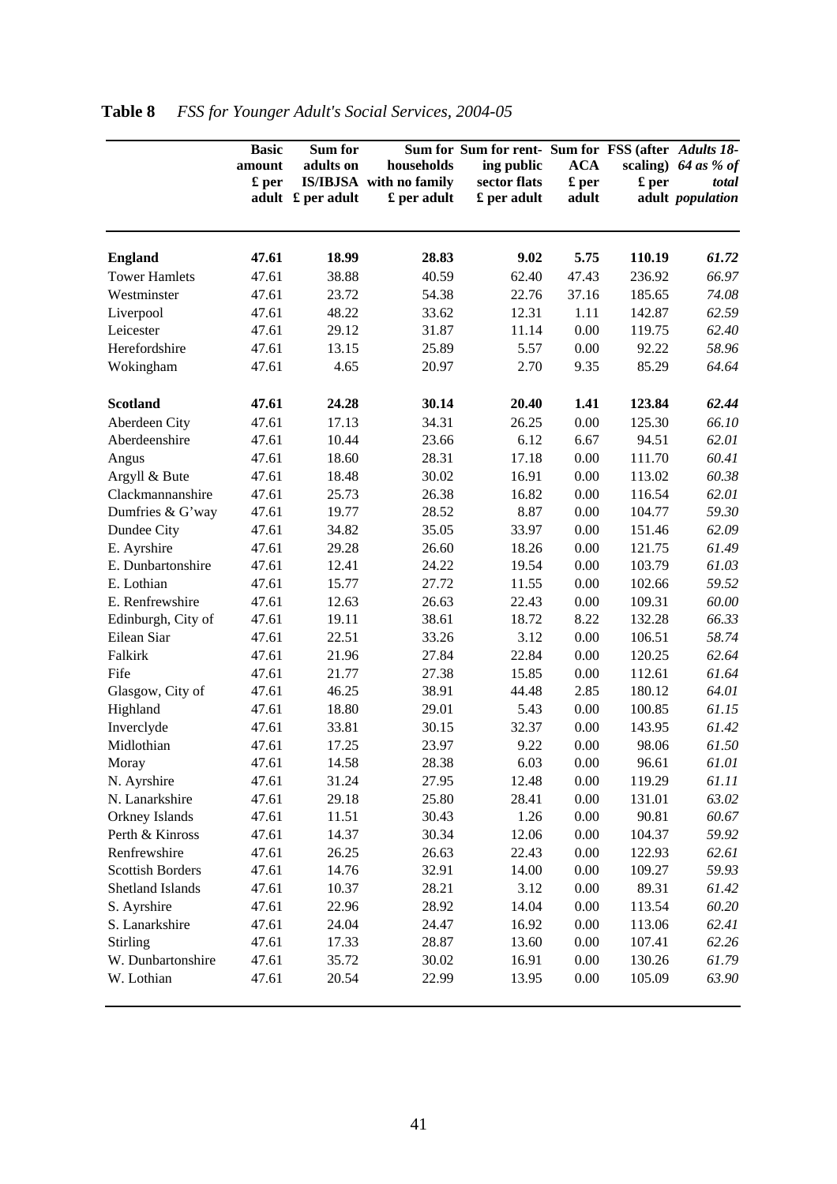**Table 8** *FSS for Younger Adult's Social Services, 2004-05*

| | Basic amount £ per adult | Sum for adults on IS/IBJSA £ per adult | Sum for households with no family £ per adult | Sum for renting public sector flats £ per adult | Sum for ACA £ per adult | FSS (after scaling) £ per adult | *Adults 18-64 as % of total population* |
|---|---|---|---|---|---|---|---|
| **England** | **47.61** | **18.99** | **28.83** | **9.02** | **5.75** | **110.19** | ***61.72*** |
| Tower Hamlets | 47.61 | 38.88 | 40.59 | 62.40 | 47.43 | 236.92 | *66.97* |
| Westminster | 47.61 | 23.72 | 54.38 | 22.76 | 37.16 | 185.65 | *74.08* |
| Liverpool | 47.61 | 48.22 | 33.62 | 12.31 | 1.11 | 142.87 | *62.59* |
| Leicester | 47.61 | 29.12 | 31.87 | 11.14 | 0.00 | 119.75 | *62.40* |
| Herefordshire | 47.61 | 13.15 | 25.89 | 5.57 | 0.00 | 92.22 | *58.96* |
| Wokingham | 47.61 | 4.65 | 20.97 | 2.70 | 9.35 | 85.29 | *64.64* |
| | | | | | | | |
| **Scotland** | **47.61** | **24.28** | **30.14** | **20.40** | **1.41** | **123.84** | ***62.44*** |
| Aberdeen City | 47.61 | 17.13 | 34.31 | 26.25 | 0.00 | 125.30 | *66.10* |
| Aberdeenshire | 47.61 | 10.44 | 23.66 | 6.12 | 6.67 | 94.51 | *62.01* |
| Angus | 47.61 | 18.60 | 28.31 | 17.18 | 0.00 | 111.70 | *60.41* |
| Argyll & Bute | 47.61 | 18.48 | 30.02 | 16.91 | 0.00 | 113.02 | *60.38* |
| Clackmannanshire | 47.61 | 25.73 | 26.38 | 16.82 | 0.00 | 116.54 | *62.01* |
| Dumfries & G'way | 47.61 | 19.77 | 28.52 | 8.87 | 0.00 | 104.77 | *59.30* |
| Dundee City | 47.61 | 34.82 | 35.05 | 33.97 | 0.00 | 151.46 | *62.09* |
| E. Ayrshire | 47.61 | 29.28 | 26.60 | 18.26 | 0.00 | 121.75 | *61.49* |
| E. Dunbartonshire | 47.61 | 12.41 | 24.22 | 19.54 | 0.00 | 103.79 | *61.03* |
| E. Lothian | 47.61 | 15.77 | 27.72 | 11.55 | 0.00 | 102.66 | *59.52* |
| E. Renfrewshire | 47.61 | 12.63 | 26.63 | 22.43 | 0.00 | 109.31 | *60.00* |
| Edinburgh, City of | 47.61 | 19.11 | 38.61 | 18.72 | 8.22 | 132.28 | *66.33* |
| Eilean Siar | 47.61 | 22.51 | 33.26 | 3.12 | 0.00 | 106.51 | *58.74* |
| Falkirk | 47.61 | 21.96 | 27.84 | 22.84 | 0.00 | 120.25 | *62.64* |
| Fife | 47.61 | 21.77 | 27.38 | 15.85 | 0.00 | 112.61 | *61.64* |
| Glasgow, City of | 47.61 | 46.25 | 38.91 | 44.48 | 2.85 | 180.12 | *64.01* |
| Highland | 47.61 | 18.80 | 29.01 | 5.43 | 0.00 | 100.85 | *61.15* |
| Inverclyde | 47.61 | 33.81 | 30.15 | 32.37 | 0.00 | 143.95 | *61.42* |
| Midlothian | 47.61 | 17.25 | 23.97 | 9.22 | 0.00 | 98.06 | *61.50* |
| Moray | 47.61 | 14.58 | 28.38 | 6.03 | 0.00 | 96.61 | *61.01* |
| N. Ayrshire | 47.61 | 31.24 | 27.95 | 12.48 | 0.00 | 119.29 | *61.11* |
| N. Lanarkshire | 47.61 | 29.18 | 25.80 | 28.41 | 0.00 | 131.01 | *63.02* |
| Orkney Islands | 47.61 | 11.51 | 30.43 | 1.26 | 0.00 | 90.81 | *60.67* |
| Perth & Kinross | 47.61 | 14.37 | 30.34 | 12.06 | 0.00 | 104.37 | *59.92* |
| Renfrewshire | 47.61 | 26.25 | 26.63 | 22.43 | 0.00 | 122.93 | *62.61* |
| Scottish Borders | 47.61 | 14.76 | 32.91 | 14.00 | 0.00 | 109.27 | *59.93* |
| Shetland Islands | 47.61 | 10.37 | 28.21 | 3.12 | 0.00 | 89.31 | *61.42* |
| S. Ayrshire | 47.61 | 22.96 | 28.92 | 14.04 | 0.00 | 113.54 | *60.20* |
| S. Lanarkshire | 47.61 | 24.04 | 24.47 | 16.92 | 0.00 | 113.06 | *62.41* |
| Stirling | 47.61 | 17.33 | 28.87 | 13.60 | 0.00 | 107.41 | *62.26* |
| W. Dunbartonshire | 47.61 | 35.72 | 30.02 | 16.91 | 0.00 | 130.26 | *61.79* |
| W. Lothian | 47.61 | 20.54 | 22.99 | 13.95 | 0.00 | 105.09 | *63.90* |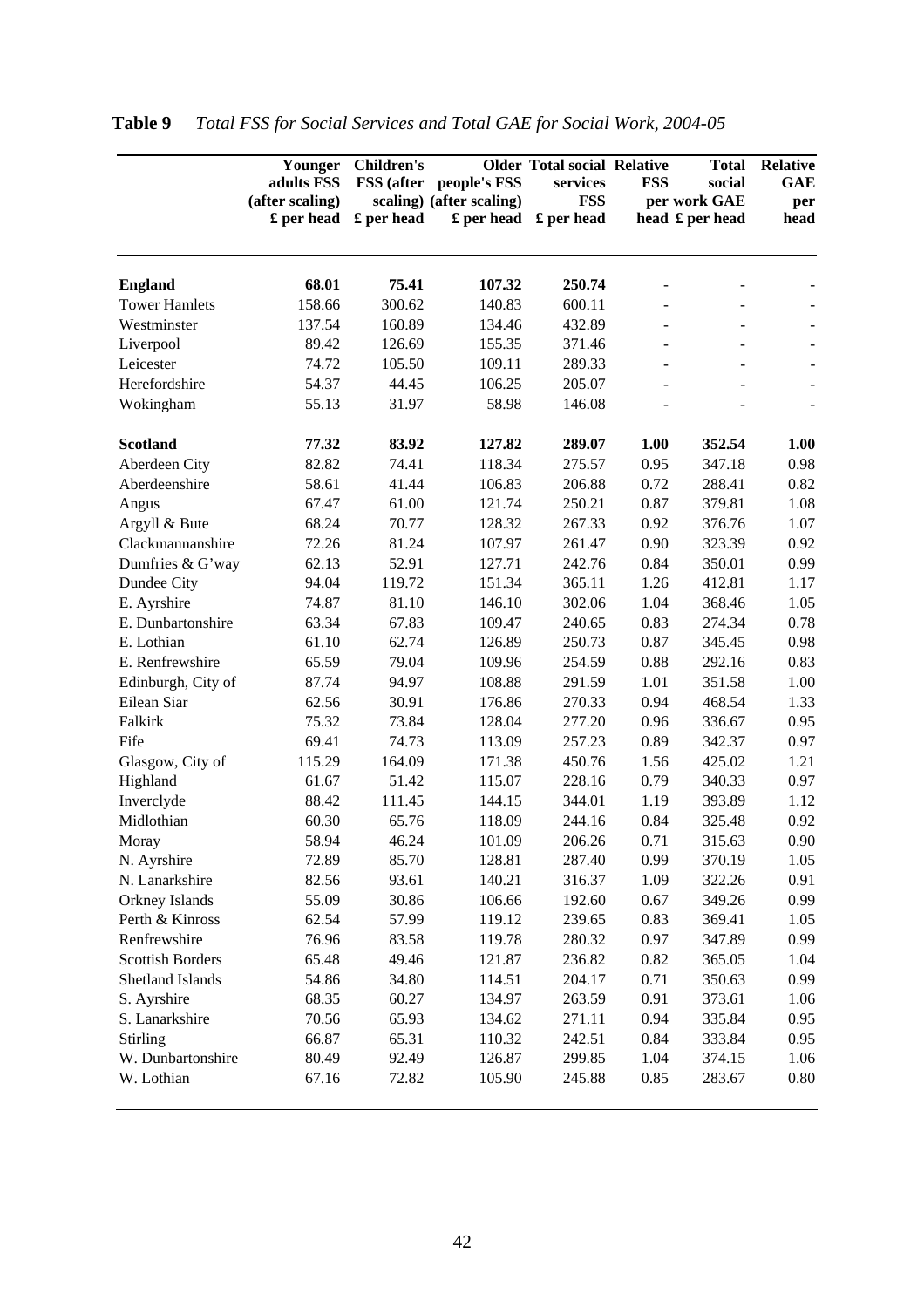**Table 9** *Total FSS for Social Services and Total GAE for Social Work, 2004-05*

| | Younger adults FSS (after scaling) £ per head | Children's FSS (after scaling) £ per head | Older people's FSS (after scaling) £ per head | Total social services FSS £ per head | Relative FSS per head | Total social work GAE £ per head | Relative GAE per head |
|---|---|---|---|---|---|---|---|
| **England** | **68.01** | **75.41** | **107.32** | **250.74** | - | - | - |
| Tower Hamlets | 158.66 | 300.62 | 140.83 | 600.11 | - | - | - |
| Westminster | 137.54 | 160.89 | 134.46 | 432.89 | - | - | - |
| Liverpool | 89.42 | 126.69 | 155.35 | 371.46 | - | - | - |
| Leicester | 74.72 | 105.50 | 109.11 | 289.33 | - | - | - |
| Herefordshire | 54.37 | 44.45 | 106.25 | 205.07 | - | - | - |
| Wokingham | 55.13 | 31.97 | 58.98 | 146.08 | - | - | - |
| **Scotland** | **77.32** | **83.92** | **127.82** | **289.07** | **1.00** | **352.54** | **1.00** |
| Aberdeen City | 82.82 | 74.41 | 118.34 | 275.57 | 0.95 | 347.18 | 0.98 |
| Aberdeenshire | 58.61 | 41.44 | 106.83 | 206.88 | 0.72 | 288.41 | 0.82 |
| Angus | 67.47 | 61.00 | 121.74 | 250.21 | 0.87 | 379.81 | 1.08 |
| Argyll & Bute | 68.24 | 70.77 | 128.32 | 267.33 | 0.92 | 376.76 | 1.07 |
| Clackmannanshire | 72.26 | 81.24 | 107.97 | 261.47 | 0.90 | 323.39 | 0.92 |
| Dumfries & G'way | 62.13 | 52.91 | 127.71 | 242.76 | 0.84 | 350.01 | 0.99 |
| Dundee City | 94.04 | 119.72 | 151.34 | 365.11 | 1.26 | 412.81 | 1.17 |
| E. Ayrshire | 74.87 | 81.10 | 146.10 | 302.06 | 1.04 | 368.46 | 1.05 |
| E. Dunbartonshire | 63.34 | 67.83 | 109.47 | 240.65 | 0.83 | 274.34 | 0.78 |
| E. Lothian | 61.10 | 62.74 | 126.89 | 250.73 | 0.87 | 345.45 | 0.98 |
| E. Renfrewshire | 65.59 | 79.04 | 109.96 | 254.59 | 0.88 | 292.16 | 0.83 |
| Edinburgh, City of | 87.74 | 94.97 | 108.88 | 291.59 | 1.01 | 351.58 | 1.00 |
| Eilean Siar | 62.56 | 30.91 | 176.86 | 270.33 | 0.94 | 468.54 | 1.33 |
| Falkirk | 75.32 | 73.84 | 128.04 | 277.20 | 0.96 | 336.67 | 0.95 |
| Fife | 69.41 | 74.73 | 113.09 | 257.23 | 0.89 | 342.37 | 0.97 |
| Glasgow, City of | 115.29 | 164.09 | 171.38 | 450.76 | 1.56 | 425.02 | 1.21 |
| Highland | 61.67 | 51.42 | 115.07 | 228.16 | 0.79 | 340.33 | 0.97 |
| Inverclyde | 88.42 | 111.45 | 144.15 | 344.01 | 1.19 | 393.89 | 1.12 |
| Midlothian | 60.30 | 65.76 | 118.09 | 244.16 | 0.84 | 325.48 | 0.92 |
| Moray | 58.94 | 46.24 | 101.09 | 206.26 | 0.71 | 315.63 | 0.90 |
| N. Ayrshire | 72.89 | 85.70 | 128.81 | 287.40 | 0.99 | 370.19 | 1.05 |
| N. Lanarkshire | 82.56 | 93.61 | 140.21 | 316.37 | 1.09 | 322.26 | 0.91 |
| Orkney Islands | 55.09 | 30.86 | 106.66 | 192.60 | 0.67 | 349.26 | 0.99 |
| Perth & Kinross | 62.54 | 57.99 | 119.12 | 239.65 | 0.83 | 369.41 | 1.05 |
| Renfrewshire | 76.96 | 83.58 | 119.78 | 280.32 | 0.97 | 347.89 | 0.99 |
| Scottish Borders | 65.48 | 49.46 | 121.87 | 236.82 | 0.82 | 365.05 | 1.04 |
| Shetland Islands | 54.86 | 34.80 | 114.51 | 204.17 | 0.71 | 350.63 | 0.99 |
| S. Ayrshire | 68.35 | 60.27 | 134.97 | 263.59 | 0.91 | 373.61 | 1.06 |
| S. Lanarkshire | 70.56 | 65.93 | 134.62 | 271.11 | 0.94 | 335.84 | 0.95 |
| Stirling | 66.87 | 65.31 | 110.32 | 242.51 | 0.84 | 333.84 | 0.95 |
| W. Dunbartonshire | 80.49 | 92.49 | 126.87 | 299.85 | 1.04 | 374.15 | 1.06 |
| W. Lothian | 67.16 | 72.82 | 105.90 | 245.88 | 0.85 | 283.67 | 0.80 |